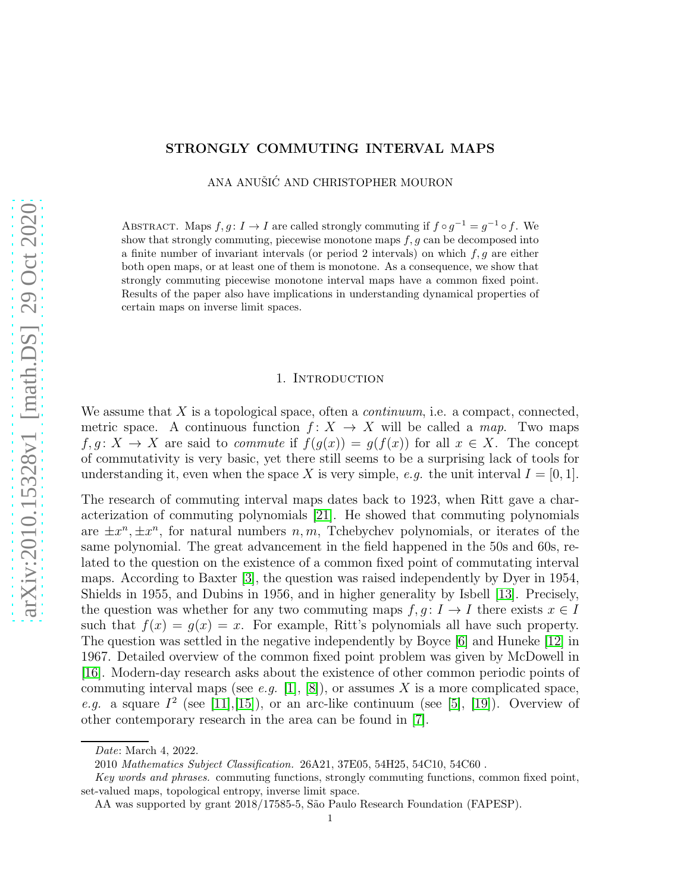# STRONGLY COMMUTING INTERVAL MAPS

ANA ANUŠIĆ AND CHRISTOPHER MOURON

Abstract. Maps $f, g\colon I \to I$ are called strongly commuting if $f \circ g^{-1} = g^{-1} \circ f$. We show that strongly commuting, piecewise monotone maps $f, g$ can be decomposed into a finite number of invariant intervals (or period 2 intervals) on which $f, g$ are either both open maps, or at least one of them is monotone. As a consequence, we show that strongly commuting piecewise monotone interval maps have a common fixed point. Results of the paper also have implications in understanding dynamical properties of certain maps on inverse limit spaces.

## 1. Introduction

We assume that $X$ is a topological space, often a *continuum*, i.e. a compact, connected, metric space. A continuous function $f\colon X \to X$ will be called a *map*. Two maps $f, g\colon X \to X$ are said to *commute* if $f(g(x)) = g(f(x))$ for all $x \in X$. The concept of commutativity is very basic, yet there still seems to be a surprising lack of tools for understanding it, even when the space $X$ is very simple, *e.g.* the unit interval $I = [0, 1]$.

The research of commuting interval maps dates back to 1923, when Ritt gave a characterization of commuting polynomials [21]. He showed that commuting polynomials are $\pm x^n, \pm x^n$, for natural numbers $n, m$, Tchebychev polynomials, or iterates of the same polynomial. The great advancement in the field happened in the 50s and 60s, related to the question on the existence of a common fixed point of commutating interval maps. According to Baxter [3], the question was raised independently by Dyer in 1954, Shields in 1955, and Dubins in 1956, and in higher generality by Isbell [13]. Precisely, the question was whether for any two commuting maps $f, g\colon I \to I$ there exists $x \in I$ such that $f(x) = g(x) = x$. For example, Ritt's polynomials all have such property. The question was settled in the negative independently by Boyce [6] and Huneke [12] in 1967. Detailed overview of the common fixed point problem was given by McDowell in [16]. Modern-day research asks about the existence of other common periodic points of commuting interval maps (see *e.g.* [1], [8]), or assumes $X$ is a more complicated space, *e.g.* a square $I^2$ (see [11],[15]), or an arc-like continuum (see [5], [19]). Overview of other contemporary research in the area can be found in [7].

---

*Date*: March 4, 2022.

2010 *Mathematics Subject Classification.* 26A21, 37E05, 54H25, 54C10, 54C60 .

*Key words and phrases.* commuting functions, strongly commuting functions, common fixed point, set-valued maps, topological entropy, inverse limit space.

AA was supported by grant 2018/17585-5, São Paulo Research Foundation (FAPESP).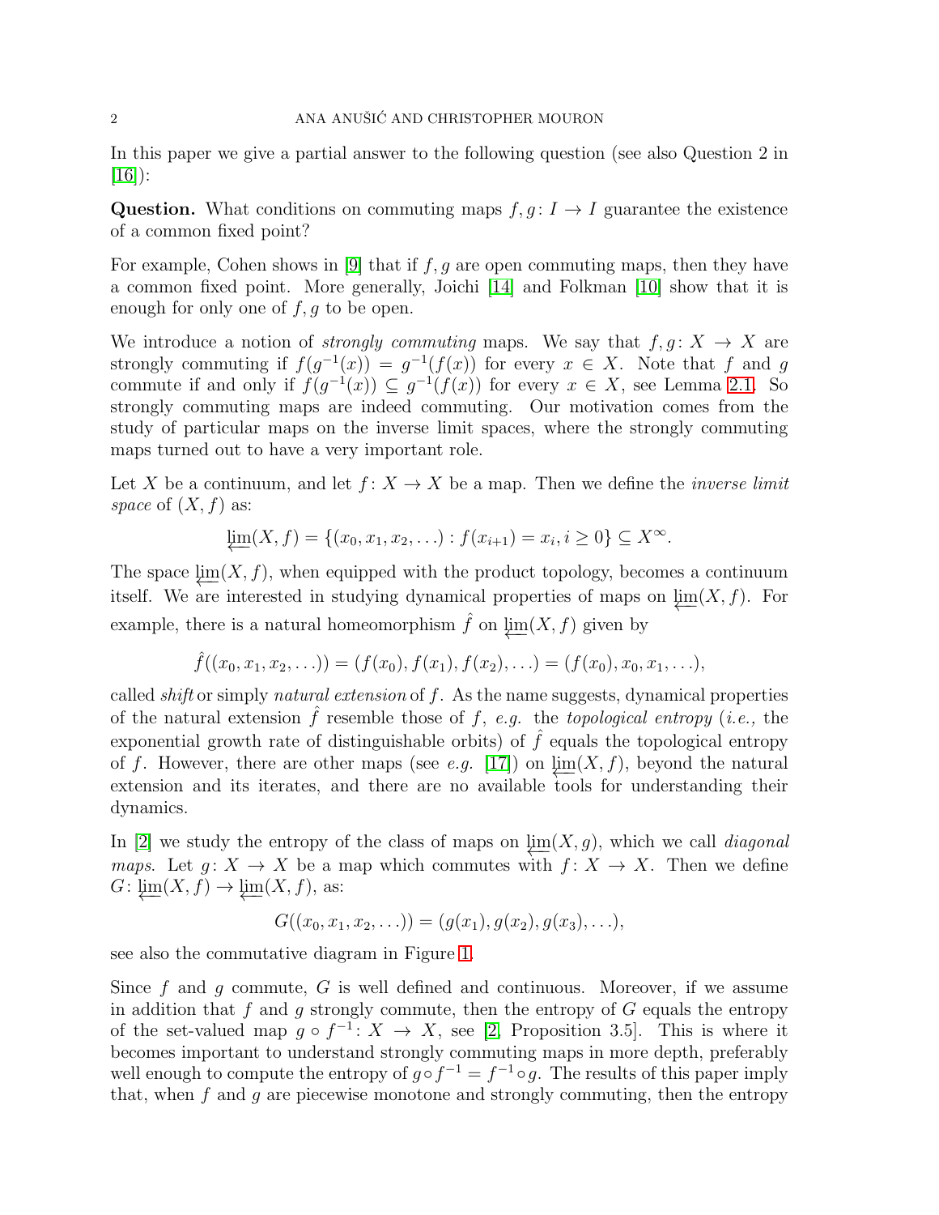In this paper we give a partial answer to the following question (see also Question 2 in [16]):

**Question.** What conditions on commuting maps $f, g\colon I \to I$ guarantee the existence of a common fixed point?

For example, Cohen shows in [9] that if $f, g$ are open commuting maps, then they have a common fixed point. More generally, Joichi [14] and Folkman [10] show that it is enough for only one of $f, g$ to be open.

We introduce a notion of *strongly commuting* maps. We say that $f, g\colon X \to X$ are strongly commuting if $f(g^{-1}(x)) = g^{-1}(f(x))$ for every $x \in X$. Note that $f$ and $g$ commute if and only if $f(g^{-1}(x)) \subseteq g^{-1}(f(x))$ for every $x \in X$, see Lemma 2.1. So strongly commuting maps are indeed commuting. Our motivation comes from the study of particular maps on the inverse limit spaces, where the strongly commuting maps turned out to have a very important role.

Let $X$ be a continuum, and let $f\colon X \to X$ be a map. Then we define the *inverse limit space* of $(X, f)$ as:

$$\varprojlim(X, f) = \{(x_0, x_1, x_2, \ldots) : f(x_{i+1}) = x_i, i \geq 0\} \subseteq X^{\infty}.$$

The space $\varprojlim(X, f)$, when equipped with the product topology, becomes a continuum itself. We are interested in studying dynamical properties of maps on $\varprojlim(X, f)$. For example, there is a natural homeomorphism $\hat{f}$ on $\varprojlim(X, f)$ given by

$$\hat{f}((x_0, x_1, x_2, \ldots)) = (f(x_0), f(x_1), f(x_2), \ldots) = (f(x_0), x_0, x_1, \ldots),$$

called *shift* or simply *natural extension* of $f$. As the name suggests, dynamical properties of the natural extension $\hat{f}$ resemble those of $f$, *e.g.* the *topological entropy* (*i.e.,* the exponential growth rate of distinguishable orbits) of $\hat{f}$ equals the topological entropy of $f$. However, there are other maps (see *e.g.* [17]) on $\varprojlim(X, f)$, beyond the natural extension and its iterates, and there are no available tools for understanding their dynamics.

In [2] we study the entropy of the class of maps on $\varprojlim(X, g)$, which we call *diagonal maps*. Let $g\colon X \to X$ be a map which commutes with $f\colon X \to X$. Then we define $G\colon \varprojlim(X, f) \to \varprojlim(X, f)$, as:

$$G((x_0, x_1, x_2, \ldots)) = (g(x_1), g(x_2), g(x_3), \ldots),$$

see also the commutative diagram in Figure 1.

Since $f$ and $g$ commute, $G$ is well defined and continuous. Moreover, if we assume in addition that $f$ and $g$ strongly commute, then the entropy of $G$ equals the entropy of the set-valued map $g \circ f^{-1}\colon X \to X$, see [2, Proposition 3.5]. This is where it becomes important to understand strongly commuting maps in more depth, preferably well enough to compute the entropy of $g \circ f^{-1} = f^{-1} \circ g$. The results of this paper imply that, when $f$ and $g$ are piecewise monotone and strongly commuting, then the entropy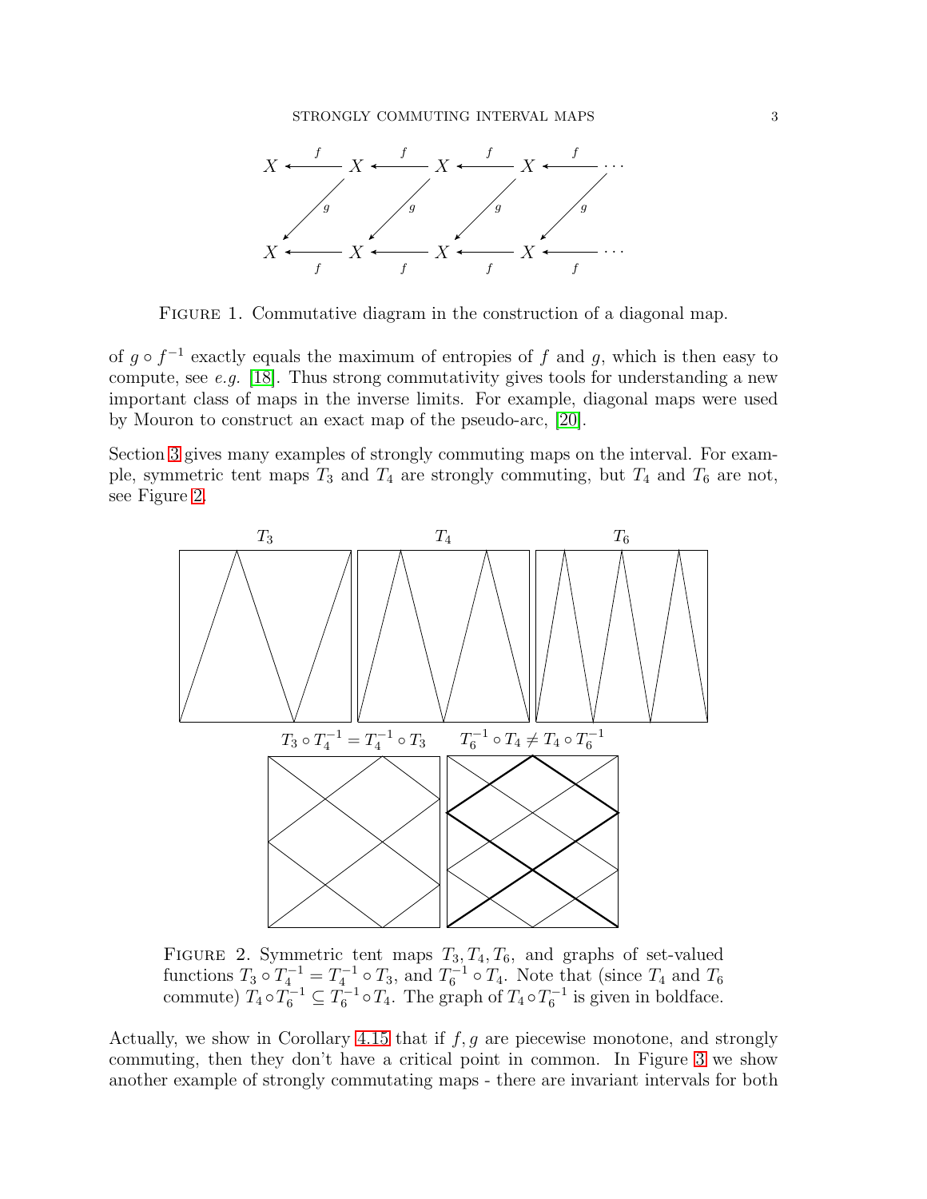FIGURE 1. Commutative diagram in the construction of a diagonal map.

of $g \circ f^{-1}$ exactly equals the maximum of entropies of $f$ and $g$, which is then easy to compute, see *e.g.* [18]. Thus strong commutativity gives tools for understanding a new important class of maps in the inverse limits. For example, diagonal maps were used by Mouron to construct an exact map of the pseudo-arc, [20].

Section 3 gives many examples of strongly commuting maps on the interval. For example, symmetric tent maps $T_3$ and $T_4$ are strongly commuting, but $T_4$ and $T_6$ are not, see Figure 2.

FIGURE 2. Symmetric tent maps $T_3, T_4, T_6$, and graphs of set-valued functions $T_3 \circ T_4^{-1} = T_4^{-1} \circ T_3$, and $T_6^{-1} \circ T_4$. Note that (since $T_4$ and $T_6$ commute) $T_4 \circ T_6^{-1} \subseteq T_6^{-1} \circ T_4$. The graph of $T_4 \circ T_6^{-1}$ is given in boldface.

Actually, we show in Corollary 4.15 that if $f, g$ are piecewise monotone, and strongly commuting, then they don't have a critical point in common. In Figure 3 we show another example of strongly commutating maps - there are invariant intervals for both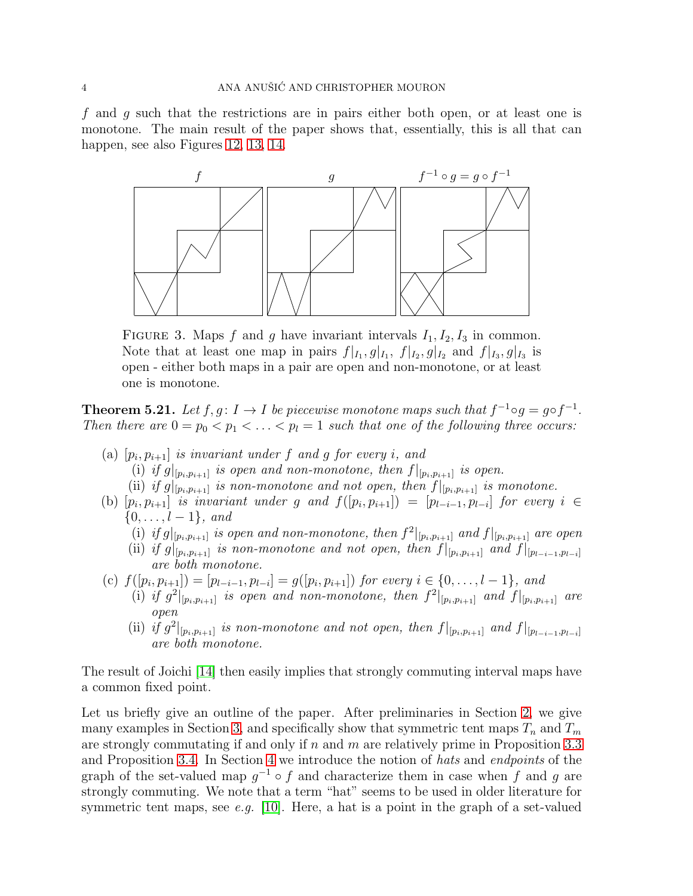$f$ and $g$ such that the restrictions are in pairs either both open, or at least one is monotone. The main result of the paper shows that, essentially, this is all that can happen, see also Figures 12, 13, 14.

FIGURE 3. Maps $f$ and $g$ have invariant intervals $I_1, I_2, I_3$ in common. Note that at least one map in pairs $f|_{I_1}, g|_{I_1}$, $f|_{I_2}, g|_{I_2}$ and $f|_{I_3}, g|_{I_3}$ is open - either both maps in a pair are open and non-monotone, or at least one is monotone.

**Theorem 5.21.** *Let $f, g\colon I \to I$ be piecewise monotone maps such that $f^{-1}\circ g = g\circ f^{-1}$. Then there are $0 = p_0 < p_1 < \ldots < p_l = 1$ such that one of the following three occurs:*

- (a) *$[p_i, p_{i+1}]$ is invariant under $f$ and $g$ for every $i$, and*
  - (i) *if $g|_{[p_i,p_{i+1}]}$ is open and non-monotone, then $f|_{[p_i,p_{i+1}]}$ is open.*
  - (ii) *if $g|_{[p_i,p_{i+1}]}$ is non-monotone and not open, then $f|_{[p_i,p_{i+1}]}$ is monotone.*
- (b) *$[p_i, p_{i+1}]$ is invariant under $g$ and $f([p_i, p_{i+1}]) = [p_{l-i-1}, p_{l-i}]$ for every $i \in \{0, \ldots, l-1\}$, and*
  - (i) *if $g|_{[p_i,p_{i+1}]}$ is open and non-monotone, then $f^2|_{[p_i,p_{i+1}]}$ and $f|_{[p_i,p_{i+1}]}$ are open*
  - (ii) *if $g|_{[p_i,p_{i+1}]}$ is non-monotone and not open, then $f|_{[p_i,p_{i+1}]}$ and $f|_{[p_{l-i-1},p_{l-i}]}$ are both monotone.*
- (c) *$f([p_i, p_{i+1}]) = [p_{l-i-1}, p_{l-i}] = g([p_i, p_{i+1}])$ for every $i \in \{0, \ldots, l-1\}$, and*
  - (i) *if $g^2|_{[p_i,p_{i+1}]}$ is open and non-monotone, then $f^2|_{[p_i,p_{i+1}]}$ and $f|_{[p_i,p_{i+1}]}$ are open*
  - (ii) *if $g^2|_{[p_i,p_{i+1}]}$ is non-monotone and not open, then $f|_{[p_i,p_{i+1}]}$ and $f|_{[p_{l-i-1},p_{l-i}]}$ are both monotone.*

The result of Joichi [14] then easily implies that strongly commuting interval maps have a common fixed point.

Let us briefly give an outline of the paper. After preliminaries in Section 2, we give many examples in Section 3, and specifically show that symmetric tent maps $T_n$ and $T_m$ are strongly commutating if and only if $n$ and $m$ are relatively prime in Proposition 3.3 and Proposition 3.4. In Section 4 we introduce the notion of *hats* and *endpoints* of the graph of the set-valued map $g^{-1}\circ f$ and characterize them in case when $f$ and $g$ are strongly commuting. We note that a term "hat" seems to be used in older literature for symmetric tent maps, see *e.g.* [10]. Here, a hat is a point in the graph of a set-valued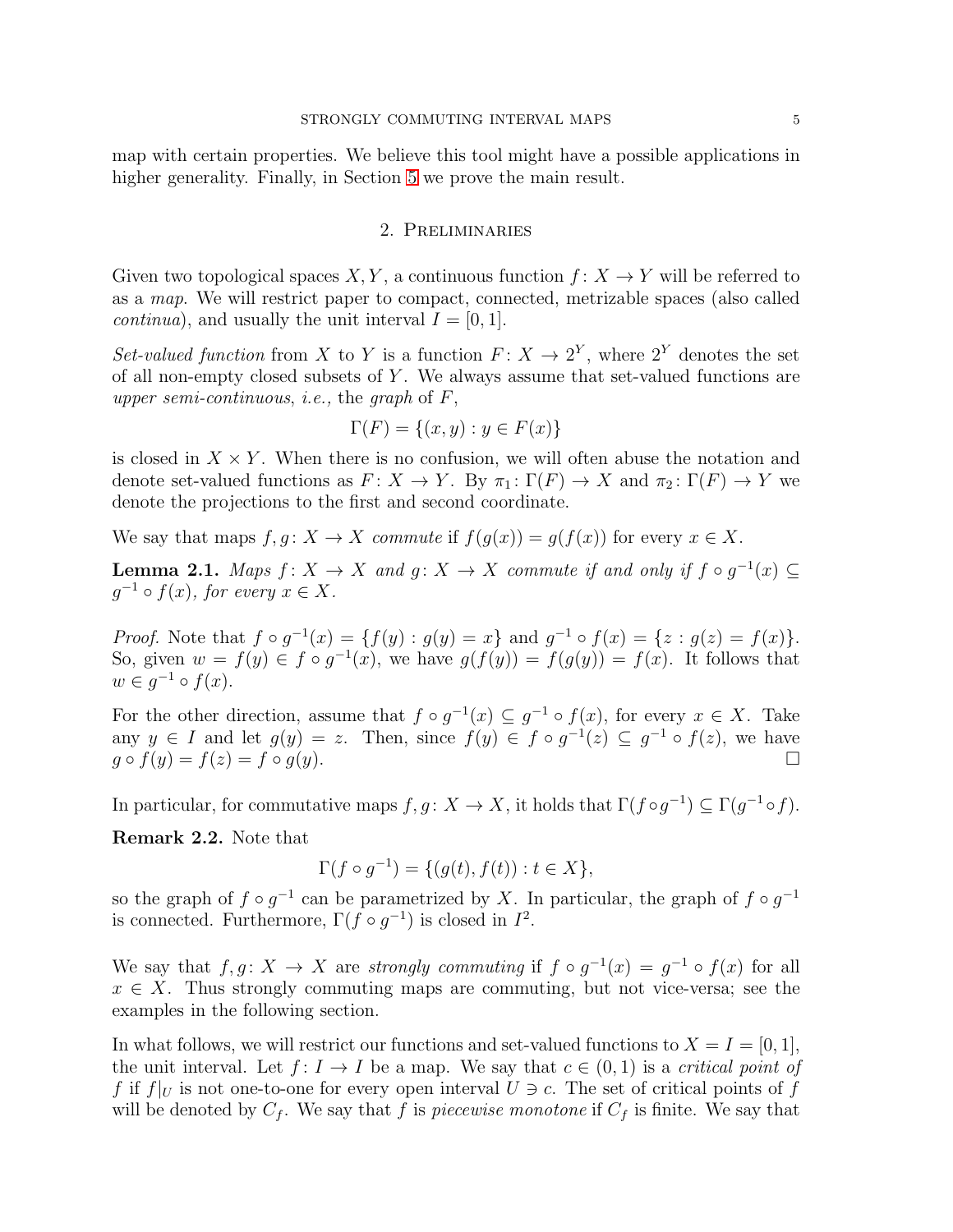map with certain properties. We believe this tool might have a possible applications in higher generality. Finally, in Section 5 we prove the main result.

## 2. Preliminaries

Given two topological spaces $X, Y$, a continuous function $f\colon X \to Y$ will be referred to as a *map*. We will restrict paper to compact, connected, metrizable spaces (also called *continua*), and usually the unit interval $I = [0,1]$.

*Set-valued function* from $X$ to $Y$ is a function $F\colon X \to 2^Y$, where $2^Y$ denotes the set of all non-empty closed subsets of $Y$. We always assume that set-valued functions are *upper semi-continuous*, *i.e.,* the *graph* of $F$,

$$\Gamma(F) = \{(x,y) : y \in F(x)\}$$

is closed in $X \times Y$. When there is no confusion, we will often abuse the notation and denote set-valued functions as $F\colon X \to Y$. By $\pi_1\colon \Gamma(F) \to X$ and $\pi_2\colon \Gamma(F) \to Y$ we denote the projections to the first and second coordinate.

We say that maps $f, g\colon X \to X$ *commute* if $f(g(x)) = g(f(x))$ for every $x \in X$.

**Lemma 2.1.** *Maps $f\colon X \to X$ and $g\colon X \to X$ commute if and only if $f \circ g^{-1}(x) \subseteq g^{-1} \circ f(x)$, for every $x \in X$.*

*Proof.* Note that $f \circ g^{-1}(x) = \{f(y) : g(y) = x\}$ and $g^{-1} \circ f(x) = \{z : g(z) = f(x)\}$. So, given $w = f(y) \in f \circ g^{-1}(x)$, we have $g(f(y)) = f(g(y)) = f(x)$. It follows that $w \in g^{-1} \circ f(x)$.

For the other direction, assume that $f \circ g^{-1}(x) \subseteq g^{-1} \circ f(x)$, for every $x \in X$. Take any $y \in I$ and let $g(y) = z$. Then, since $f(y) \in f \circ g^{-1}(z) \subseteq g^{-1} \circ f(z)$, we have $g \circ f(y) = f(z) = f \circ g(y)$. $\square$

In particular, for commutative maps $f, g\colon X \to X$, it holds that $\Gamma(f \circ g^{-1}) \subseteq \Gamma(g^{-1} \circ f)$.

**Remark 2.2.** Note that

$$\Gamma(f \circ g^{-1}) = \{(g(t), f(t)) : t \in X\},$$

so the graph of $f \circ g^{-1}$ can be parametrized by $X$. In particular, the graph of $f \circ g^{-1}$ is connected. Furthermore, $\Gamma(f \circ g^{-1})$ is closed in $I^2$.

We say that $f, g\colon X \to X$ are *strongly commuting* if $f \circ g^{-1}(x) = g^{-1} \circ f(x)$ for all $x \in X$. Thus strongly commuting maps are commuting, but not vice-versa; see the examples in the following section.

In what follows, we will restrict our functions and set-valued functions to $X = I = [0,1]$, the unit interval. Let $f\colon I \to I$ be a map. We say that $c \in (0,1)$ is a *critical point of* $f$ if $f|_U$ is not one-to-one for every open interval $U \ni c$. The set of critical points of $f$ will be denoted by $C_f$. We say that $f$ is *piecewise monotone* if $C_f$ is finite. We say that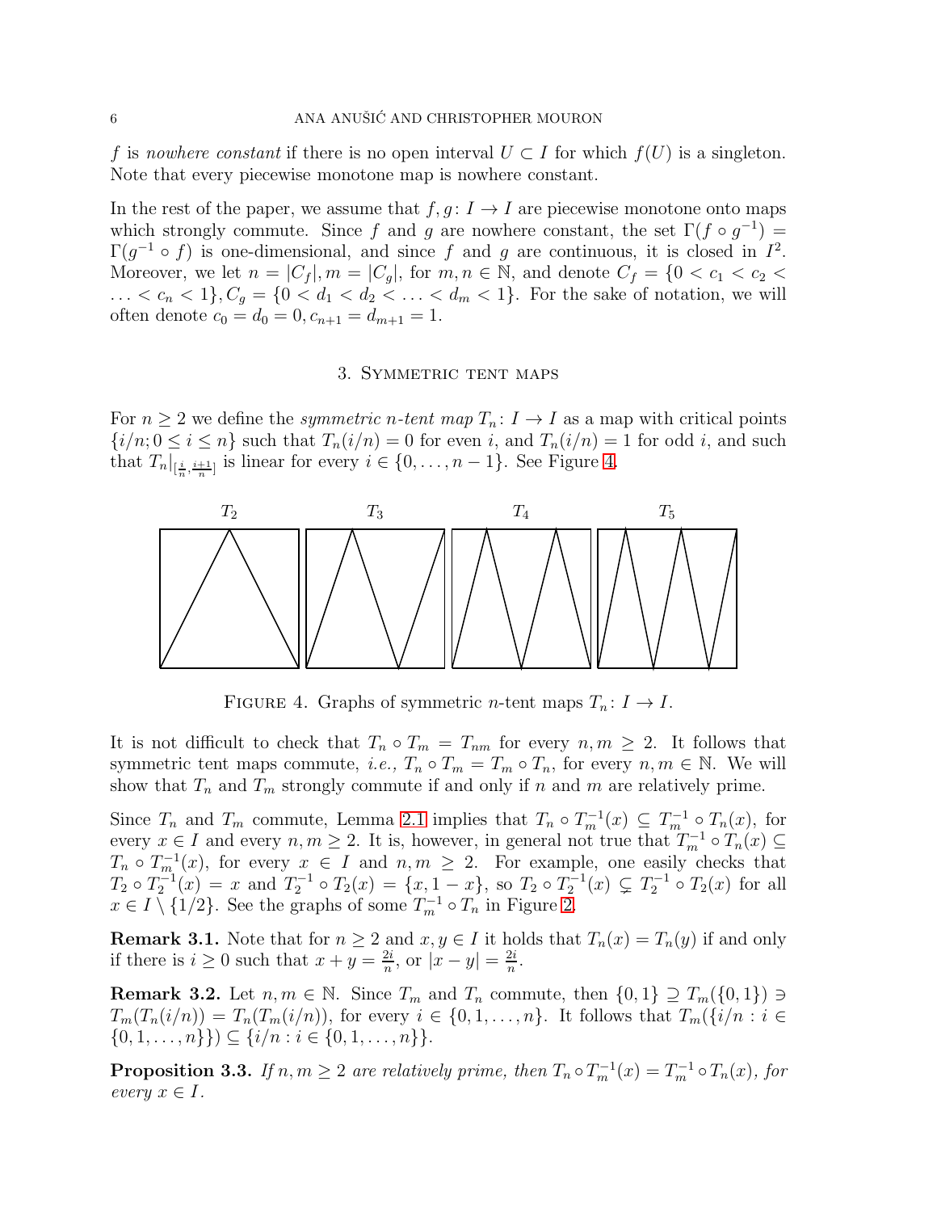$f$ is *nowhere constant* if there is no open interval $U \subset I$ for which $f(U)$ is a singleton. Note that every piecewise monotone map is nowhere constant.

In the rest of the paper, we assume that $f, g \colon I \to I$ are piecewise monotone onto maps which strongly commute. Since $f$ and $g$ are nowhere constant, the set $\Gamma(f \circ g^{-1}) = \Gamma(g^{-1} \circ f)$ is one-dimensional, and since $f$ and $g$ are continuous, it is closed in $I^2$. Moreover, we let $n = |C_f|, m = |C_g|$, for $m, n \in \mathbb{N}$, and denote $C_f = \{0 < c_1 < c_2 < \ldots < c_n < 1\}, C_g = \{0 < d_1 < d_2 < \ldots < d_m < 1\}$. For the sake of notation, we will often denote $c_0 = d_0 = 0, c_{n+1} = d_{m+1} = 1$.

## 3. Symmetric tent maps

For $n \geq 2$ we define the *symmetric $n$-tent map* $T_n \colon I \to I$ as a map with critical points $\{i/n; 0 \leq i \leq n\}$ such that $T_n(i/n) = 0$ for even $i$, and $T_n(i/n) = 1$ for odd $i$, and such that $T_n|_{[\frac{i}{n}, \frac{i+1}{n}]}$ is linear for every $i \in \{0, \ldots, n-1\}$. See Figure 4.

Figure 4. Graphs of symmetric $n$-tent maps $T_n \colon I \to I$.

It is not difficult to check that $T_n \circ T_m = T_{nm}$ for every $n, m \geq 2$. It follows that symmetric tent maps commute, *i.e.,* $T_n \circ T_m = T_m \circ T_n$, for every $n, m \in \mathbb{N}$. We will show that $T_n$ and $T_m$ strongly commute if and only if $n$ and $m$ are relatively prime.

Since $T_n$ and $T_m$ commute, Lemma 2.1 implies that $T_n \circ T_m^{-1}(x) \subseteq T_m^{-1} \circ T_n(x)$, for every $x \in I$ and every $n, m \geq 2$. It is, however, in general not true that $T_m^{-1} \circ T_n(x) \subseteq T_n \circ T_m^{-1}(x)$, for every $x \in I$ and $n, m \geq 2$. For example, one easily checks that $T_2 \circ T_2^{-1}(x) = x$ and $T_2^{-1} \circ T_2(x) = \{x, 1-x\}$, so $T_2 \circ T_2^{-1}(x) \subsetneq T_2^{-1} \circ T_2(x)$ for all $x \in I \setminus \{1/2\}$. See the graphs of some $T_m^{-1} \circ T_n$ in Figure 2.

**Remark 3.1.** Note that for $n \geq 2$ and $x, y \in I$ it holds that $T_n(x) = T_n(y)$ if and only if there is $i \geq 0$ such that $x + y = \frac{2i}{n}$, or $|x - y| = \frac{2i}{n}$.

**Remark 3.2.** Let $n, m \in \mathbb{N}$. Since $T_m$ and $T_n$ commute, then $\{0, 1\} \supseteq T_m(\{0, 1\}) \ni T_m(T_n(i/n)) = T_n(T_m(i/n))$, for every $i \in \{0, 1, \ldots, n\}$. It follows that $T_m(\{i/n : i \in \{0, 1, \ldots, n\}\}) \subseteq \{i/n : i \in \{0, 1, \ldots, n\}\}$.

**Proposition 3.3.** *If $n, m \geq 2$ are relatively prime, then $T_n \circ T_m^{-1}(x) = T_m^{-1} \circ T_n(x)$, for every $x \in I$.*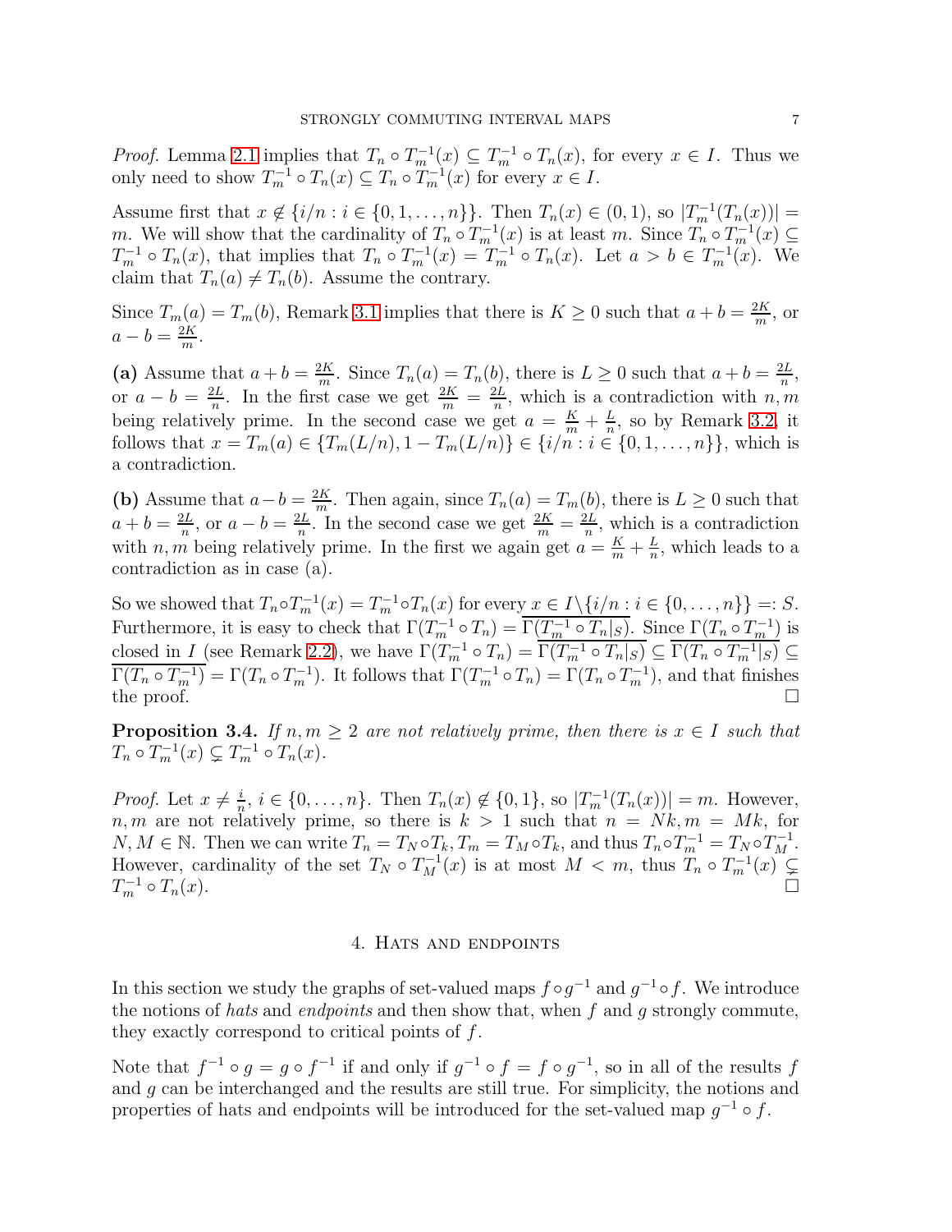*Proof.* Lemma 2.1 implies that $T_n \circ T_m^{-1}(x) \subseteq T_m^{-1} \circ T_n(x)$, for every $x \in I$. Thus we only need to show $T_m^{-1} \circ T_n(x) \subseteq T_n \circ T_m^{-1}(x)$ for every $x \in I$.

Assume first that $x \notin \{i/n : i \in \{0, 1, \dots, n\}\}$. Then $T_n(x) \in (0, 1)$, so $|T_m^{-1}(T_n(x))| = m$. We will show that the cardinality of $T_n \circ T_m^{-1}(x)$ is at least $m$. Since $T_n \circ T_m^{-1}(x) \subseteq T_m^{-1} \circ T_n(x)$, that implies that $T_n \circ T_m^{-1}(x) = T_m^{-1} \circ T_n(x)$. Let $a > b \in T_m^{-1}(x)$. We claim that $T_n(a) \neq T_n(b)$. Assume the contrary.

Since $T_m(a) = T_m(b)$, Remark 3.1 implies that there is $K \geq 0$ such that $a + b = \frac{2K}{m}$, or $a - b = \frac{2K}{m}$.

**(a)** Assume that $a + b = \frac{2K}{m}$. Since $T_n(a) = T_n(b)$, there is $L \geq 0$ such that $a + b = \frac{2L}{n}$, or $a - b = \frac{2L}{n}$. In the first case we get $\frac{2K}{m} = \frac{2L}{n}$, which is a contradiction with $n, m$ being relatively prime. In the second case we get $a = \frac{K}{m} + \frac{L}{n}$, so by Remark 3.2, it follows that $x = T_m(a) \in \{T_m(L/n), 1 - T_m(L/n)\} \in \{i/n : i \in \{0, 1, \dots, n\}\}$, which is a contradiction.

**(b)** Assume that $a - b = \frac{2K}{m}$. Then again, since $T_n(a) = T_m(b)$, there is $L \geq 0$ such that $a + b = \frac{2L}{n}$, or $a - b = \frac{2L}{n}$. In the second case we get $\frac{2K}{m} = \frac{2L}{n}$, which is a contradiction with $n, m$ being relatively prime. In the first we again get $a = \frac{K}{m} + \frac{L}{n}$, which leads to a contradiction as in case (a).

So we showed that $T_n \circ T_m^{-1}(x) = T_m^{-1} \circ T_n(x)$ for every $x \in I \setminus \{i/n : i \in \{0, \dots, n\}\} =: S$. Furthermore, it is easy to check that $\Gamma(T_m^{-1} \circ T_n) = \overline{\Gamma(T_m^{-1} \circ T_n|_S)}$. Since $\Gamma(T_n \circ T_m^{-1})$ is closed in $I$ (see Remark 2.2), we have $\Gamma(T_m^{-1} \circ T_n) = \overline{\Gamma(T_m^{-1} \circ T_n|_S)} \subseteq \overline{\Gamma(T_n \circ T_m^{-1}|_S)} \subseteq \overline{\Gamma(T_n \circ T_m^{-1})} = \Gamma(T_n \circ T_m^{-1})$. It follows that $\Gamma(T_m^{-1} \circ T_n) = \Gamma(T_n \circ T_m^{-1})$, and that finishes the proof. $\square$

**Proposition 3.4.** *If $n, m \geq 2$ are not relatively prime, then there is $x \in I$ such that $T_n \circ T_m^{-1}(x) \subsetneq T_m^{-1} \circ T_n(x)$.*

*Proof.* Let $x \neq \frac{i}{n}$, $i \in \{0, \dots, n\}$. Then $T_n(x) \notin \{0, 1\}$, so $|T_m^{-1}(T_n(x))| = m$. However, $n, m$ are not relatively prime, so there is $k > 1$ such that $n = Nk, m = Mk$, for $N, M \in \mathbb{N}$. Then we can write $T_n = T_N \circ T_k$, $T_m = T_M \circ T_k$, and thus $T_n \circ T_m^{-1} = T_N \circ T_M^{-1}$. However, cardinality of the set $T_N \circ T_M^{-1}(x)$ is at most $M < m$, thus $T_n \circ T_m^{-1}(x) \subsetneq T_m^{-1} \circ T_n(x)$. $\square$

## 4. Hats and endpoints

In this section we study the graphs of set-valued maps $f \circ g^{-1}$ and $g^{-1} \circ f$. We introduce the notions of *hats* and *endpoints* and then show that, when $f$ and $g$ strongly commute, they exactly correspond to critical points of $f$.

Note that $f^{-1} \circ g = g \circ f^{-1}$ if and only if $g^{-1} \circ f = f \circ g^{-1}$, so in all of the results $f$ and $g$ can be interchanged and the results are still true. For simplicity, the notions and properties of hats and endpoints will be introduced for the set-valued map $g^{-1} \circ f$.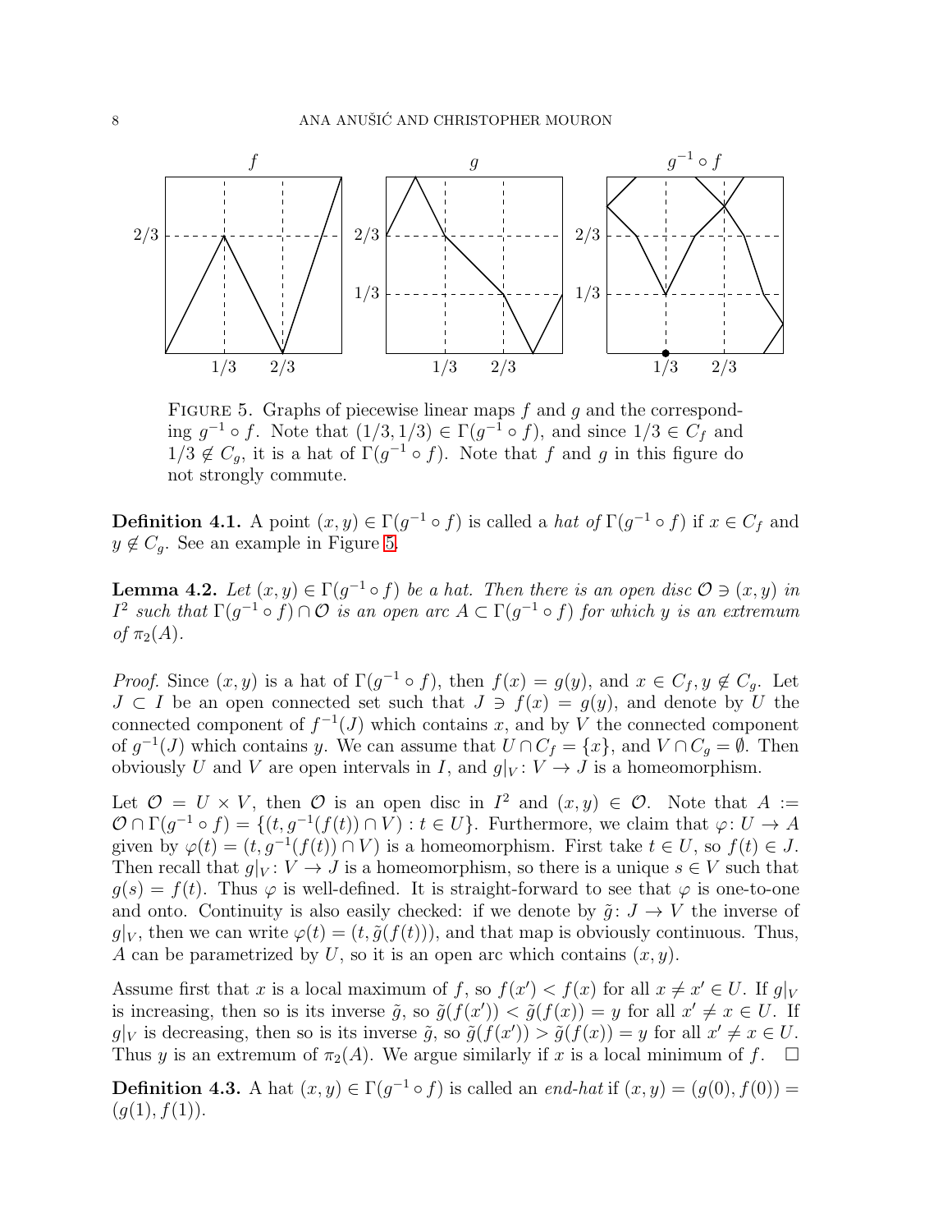FIGURE 5. Graphs of piecewise linear maps $f$ and $g$ and the corresponding $g^{-1} \circ f$. Note that $(1/3, 1/3) \in \Gamma(g^{-1} \circ f)$, and since $1/3 \in C_f$ and $1/3 \notin C_g$, it is a hat of $\Gamma(g^{-1} \circ f)$. Note that $f$ and $g$ in this figure do not strongly commute.

**Definition 4.1.** A point $(x, y) \in \Gamma(g^{-1} \circ f)$ is called a *hat of* $\Gamma(g^{-1} \circ f)$ if $x \in C_f$ and $y \notin C_g$. See an example in Figure 5.

**Lemma 4.2.** *Let $(x, y) \in \Gamma(g^{-1} \circ f)$ be a hat. Then there is an open disc $\mathcal{O} \ni (x, y)$ in $I^2$ such that $\Gamma(g^{-1} \circ f) \cap \mathcal{O}$ is an open arc $A \subset \Gamma(g^{-1} \circ f)$ for which $y$ is an extremum of $\pi_2(A)$.*

*Proof.* Since $(x, y)$ is a hat of $\Gamma(g^{-1} \circ f)$, then $f(x) = g(y)$, and $x \in C_f, y \notin C_g$. Let $J \subset I$ be an open connected set such that $J \ni f(x) = g(y)$, and denote by $U$ the connected component of $f^{-1}(J)$ which contains $x$, and by $V$ the connected component of $g^{-1}(J)$ which contains $y$. We can assume that $U \cap C_f = \{x\}$, and $V \cap C_g = \emptyset$. Then obviously $U$ and $V$ are open intervals in $I$, and $g|_V : V \to J$ is a homeomorphism.

Let $\mathcal{O} = U \times V$, then $\mathcal{O}$ is an open disc in $I^2$ and $(x, y) \in \mathcal{O}$. Note that $A := \mathcal{O} \cap \Gamma(g^{-1} \circ f) = \{(t, g^{-1}(f(t)) \cap V) : t \in U\}$. Furthermore, we claim that $\varphi : U \to A$ given by $\varphi(t) = (t, g^{-1}(f(t)) \cap V)$ is a homeomorphism. First take $t \in U$, so $f(t) \in J$. Then recall that $g|_V : V \to J$ is a homeomorphism, so there is a unique $s \in V$ such that $g(s) = f(t)$. Thus $\varphi$ is well-defined. It is straight-forward to see that $\varphi$ is one-to-one and onto. Continuity is also easily checked: if we denote by $\tilde{g} : J \to V$ the inverse of $g|_V$, then we can write $\varphi(t) = (t, \tilde{g}(f(t)))$, and that map is obviously continuous. Thus, $A$ can be parametrized by $U$, so it is an open arc which contains $(x, y)$.

Assume first that $x$ is a local maximum of $f$, so $f(x') < f(x)$ for all $x \neq x' \in U$. If $g|_V$ is increasing, then so is its inverse $\tilde{g}$, so $\tilde{g}(f(x')) < \tilde{g}(f(x)) = y$ for all $x' \neq x \in U$. If $g|_V$ is decreasing, then so is its inverse $\tilde{g}$, so $\tilde{g}(f(x')) > \tilde{g}(f(x)) = y$ for all $x' \neq x \in U$. Thus $y$ is an extremum of $\pi_2(A)$. We argue similarly if $x$ is a local minimum of $f$. $\square$

**Definition 4.3.** A hat $(x, y) \in \Gamma(g^{-1} \circ f)$ is called an *end-hat* if $(x, y) = (g(0), f(0)) = (g(1), f(1))$.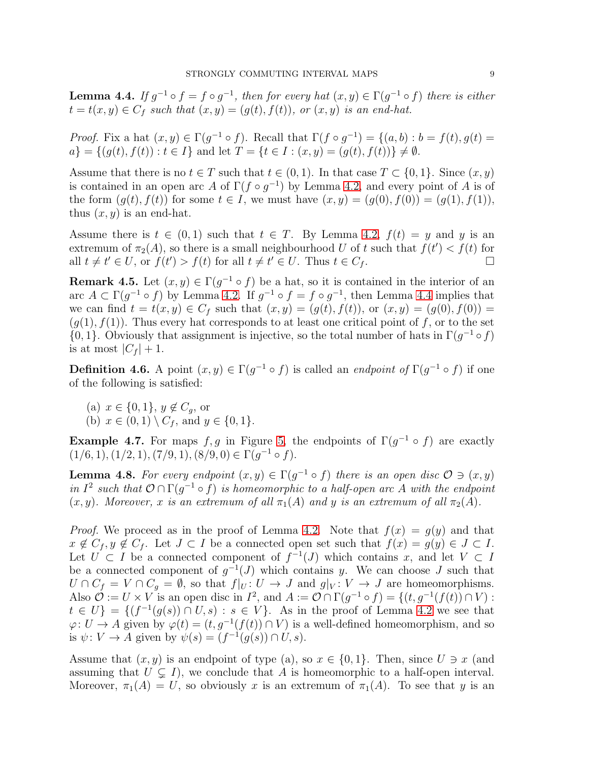**Lemma 4.4.** *If $g^{-1} \circ f = f \circ g^{-1}$, then for every hat $(x, y) \in \Gamma(g^{-1} \circ f)$ there is either $t = t(x, y) \in C_f$ such that $(x, y) = (g(t), f(t))$, or $(x, y)$ is an end-hat.*

*Proof.* Fix a hat $(x, y) \in \Gamma(g^{-1} \circ f)$. Recall that $\Gamma(f \circ g^{-1}) = \{(a, b) : b = f(t), g(t) = a\} = \{(g(t), f(t)) : t \in I\}$ and let $T = \{t \in I : (x, y) = (g(t), f(t))\} \neq \emptyset$.

Assume that there is no $t \in T$ such that $t \in (0, 1)$. In that case $T \subset \{0, 1\}$. Since $(x, y)$ is contained in an open arc $A$ of $\Gamma(f \circ g^{-1})$ by Lemma 4.2, and every point of $A$ is of the form $(g(t), f(t))$ for some $t \in I$, we must have $(x, y) = (g(0), f(0)) = (g(1), f(1))$, thus $(x, y)$ is an end-hat.

Assume there is $t \in (0, 1)$ such that $t \in T$. By Lemma 4.2, $f(t) = y$ and $y$ is an extremum of $\pi_2(A)$, so there is a small neighbourhood $U$ of $t$ such that $f(t') < f(t)$ for all $t \neq t' \in U$, or $f(t') > f(t)$ for all $t \neq t' \in U$. Thus $t \in C_f$. $\square$

**Remark 4.5.** Let $(x, y) \in \Gamma(g^{-1} \circ f)$ be a hat, so it is contained in the interior of an arc $A \subset \Gamma(g^{-1} \circ f)$ by Lemma 4.2. If $g^{-1} \circ f = f \circ g^{-1}$, then Lemma 4.4 implies that we can find $t = t(x, y) \in C_f$ such that $(x, y) = (g(t), f(t))$, or $(x, y) = (g(0), f(0)) = (g(1), f(1))$. Thus every hat corresponds to at least one critical point of $f$, or to the set $\{0, 1\}$. Obviously that assignment is injective, so the total number of hats in $\Gamma(g^{-1} \circ f)$ is at most $|C_f| + 1$.

**Definition 4.6.** A point $(x, y) \in \Gamma(g^{-1} \circ f)$ is called an *endpoint of* $\Gamma(g^{-1} \circ f)$ if one of the following is satisfied:

(a) $x \in \{0, 1\}$, $y \notin C_g$, or
(b) $x \in (0, 1) \setminus C_f$, and $y \in \{0, 1\}$.

**Example 4.7.** For maps $f, g$ in Figure 5, the endpoints of $\Gamma(g^{-1} \circ f)$ are exactly $(1/6, 1), (1/2, 1), (7/9, 1), (8/9, 0) \in \Gamma(g^{-1} \circ f)$.

**Lemma 4.8.** *For every endpoint $(x, y) \in \Gamma(g^{-1} \circ f)$ there is an open disc $\mathcal{O} \ni (x, y)$ in $I^2$ such that $\mathcal{O} \cap \Gamma(g^{-1} \circ f)$ is homeomorphic to a half-open arc $A$ with the endpoint $(x, y)$. Moreover, $x$ is an extremum of all $\pi_1(A)$ and $y$ is an extremum of all $\pi_2(A)$.*

*Proof.* We proceed as in the proof of Lemma 4.2. Note that $f(x) = g(y)$ and that $x \notin C_f, y \notin C_f$. Let $J \subset I$ be a connected open set such that $f(x) = g(y) \in J \subset I$. Let $U \subset I$ be a connected component of $f^{-1}(J)$ which contains $x$, and let $V \subset I$ be a connected component of $g^{-1}(J)$ which contains $y$. We can choose $J$ such that $U \cap C_f = V \cap C_g = \emptyset$, so that $f|_U : U \to J$ and $g|_V : V \to J$ are homeomorphisms. Also $\mathcal{O} := U \times V$ is an open disc in $I^2$, and $A := \mathcal{O} \cap \Gamma(g^{-1} \circ f) = \{(t, g^{-1}(f(t)) \cap V) : t \in U\} = \{(f^{-1}(g(s)) \cap U, s) : s \in V\}$. As in the proof of Lemma 4.2 we see that $\varphi : U \to A$ given by $\varphi(t) = (t, g^{-1}(f(t)) \cap V)$ is a well-defined homeomorphism, and so is $\psi : V \to A$ given by $\psi(s) = (f^{-1}(g(s)) \cap U, s)$.

Assume that $(x, y)$ is an endpoint of type (a), so $x \in \{0, 1\}$. Then, since $U \ni x$ (and assuming that $U \subsetneq I$), we conclude that $A$ is homeomorphic to a half-open interval. Moreover, $\pi_1(A) = U$, so obviously $x$ is an extremum of $\pi_1(A)$. To see that $y$ is an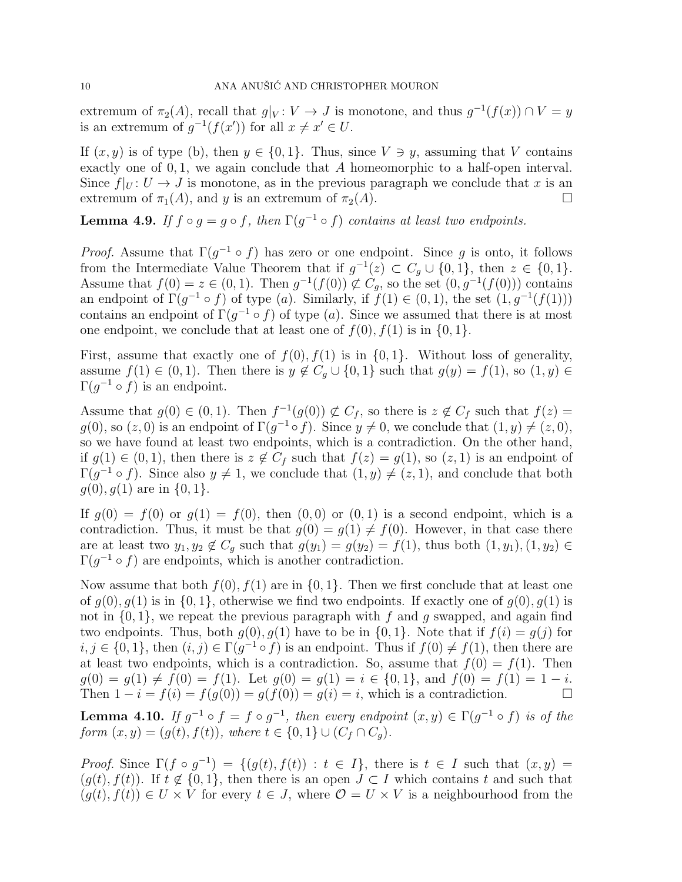extremum of $\pi_2(A)$, recall that $g|_V : V \to J$ is monotone, and thus $g^{-1}(f(x)) \cap V = y$ is an extremum of $g^{-1}(f(x'))$ for all $x \neq x' \in U$.

If $(x, y)$ is of type (b), then $y \in \{0, 1\}$. Thus, since $V \ni y$, assuming that $V$ contains exactly one of $0, 1$, we again conclude that $A$ homeomorphic to a half-open interval. Since $f|_U : U \to J$ is monotone, as in the previous paragraph we conclude that $x$ is an extremum of $\pi_1(A)$, and $y$ is an extremum of $\pi_2(A)$. □

**Lemma 4.9.** *If $f \circ g = g \circ f$, then $\Gamma(g^{-1} \circ f)$ contains at least two endpoints.*

*Proof.* Assume that $\Gamma(g^{-1} \circ f)$ has zero or one endpoint. Since $g$ is onto, it follows from the Intermediate Value Theorem that if $g^{-1}(z) \subset C_g \cup \{0, 1\}$, then $z \in \{0, 1\}$. Assume that $f(0) = z \in (0, 1)$. Then $g^{-1}(f(0)) \not\subset C_g$, so the set $(0, g^{-1}(f(0)))$ contains an endpoint of $\Gamma(g^{-1} \circ f)$ of type $(a)$. Similarly, if $f(1) \in (0, 1)$, the set $(1, g^{-1}(f(1)))$ contains an endpoint of $\Gamma(g^{-1} \circ f)$ of type $(a)$. Since we assumed that there is at most one endpoint, we conclude that at least one of $f(0), f(1)$ is in $\{0, 1\}$.

First, assume that exactly one of $f(0), f(1)$ is in $\{0, 1\}$. Without loss of generality, assume $f(1) \in (0, 1)$. Then there is $y \notin C_g \cup \{0, 1\}$ such that $g(y) = f(1)$, so $(1, y) \in \Gamma(g^{-1} \circ f)$ is an endpoint.

Assume that $g(0) \in (0, 1)$. Then $f^{-1}(g(0)) \not\subset C_f$, so there is $z \notin C_f$ such that $f(z) = g(0)$, so $(z, 0)$ is an endpoint of $\Gamma(g^{-1} \circ f)$. Since $y \neq 0$, we conclude that $(1, y) \neq (z, 0)$, so we have found at least two endpoints, which is a contradiction. On the other hand, if $g(1) \in (0, 1)$, then there is $z \notin C_f$ such that $f(z) = g(1)$, so $(z, 1)$ is an endpoint of $\Gamma(g^{-1} \circ f)$. Since also $y \neq 1$, we conclude that $(1, y) \neq (z, 1)$, and conclude that both $g(0), g(1)$ are in $\{0, 1\}$.

If $g(0) = f(0)$ or $g(1) = f(0)$, then $(0, 0)$ or $(0, 1)$ is a second endpoint, which is a contradiction. Thus, it must be that $g(0) = g(1) \neq f(0)$. However, in that case there are at least two $y_1, y_2 \notin C_g$ such that $g(y_1) = g(y_2) = f(1)$, thus both $(1, y_1), (1, y_2) \in \Gamma(g^{-1} \circ f)$ are endpoints, which is another contradiction.

Now assume that both $f(0), f(1)$ are in $\{0, 1\}$. Then we first conclude that at least one of $g(0), g(1)$ is in $\{0, 1\}$, otherwise we find two endpoints. If exactly one of $g(0), g(1)$ is not in $\{0, 1\}$, we repeat the previous paragraph with $f$ and $g$ swapped, and again find two endpoints. Thus, both $g(0), g(1)$ have to be in $\{0, 1\}$. Note that if $f(i) = g(j)$ for $i, j \in \{0, 1\}$, then $(i, j) \in \Gamma(g^{-1} \circ f)$ is an endpoint. Thus if $f(0) \neq f(1)$, then there are at least two endpoints, which is a contradiction. So, assume that $f(0) = f(1)$. Then $g(0) = g(1) \neq f(0) = f(1)$. Let $g(0) = g(1) = i \in \{0, 1\}$, and $f(0) = f(1) = 1 - i$. Then $1 - i = f(i) = f(g(0)) = g(f(0)) = g(i) = i$, which is a contradiction. □

**Lemma 4.10.** *If $g^{-1} \circ f = f \circ g^{-1}$, then every endpoint $(x, y) \in \Gamma(g^{-1} \circ f)$ is of the form $(x, y) = (g(t), f(t))$, where $t \in \{0, 1\} \cup (C_f \cap C_g)$.*

*Proof.* Since $\Gamma(f \circ g^{-1}) = \{(g(t), f(t)) : t \in I\}$, there is $t \in I$ such that $(x, y) = (g(t), f(t))$. If $t \notin \{0, 1\}$, then there is an open $J \subset I$ which contains $t$ and such that $(g(t), f(t)) \in U \times V$ for every $t \in J$, where $\mathcal{O} = U \times V$ is a neighbourhood from the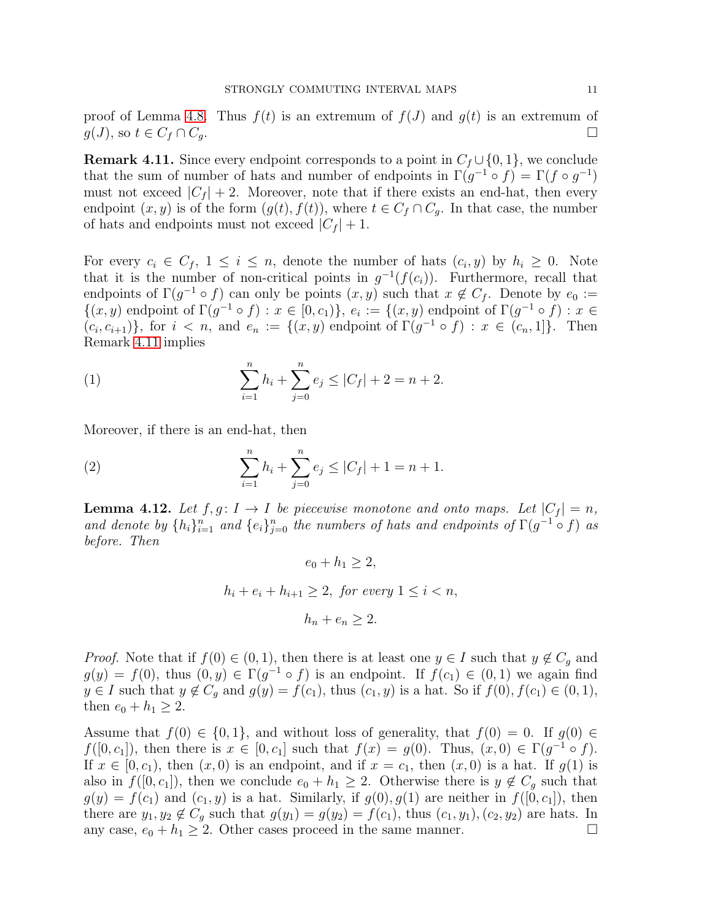proof of Lemma 4.8. Thus $f(t)$ is an extremum of $f(J)$ and $g(t)$ is an extremum of $g(J)$, so $t \in C_f \cap C_g$. $\square$

**Remark 4.11.** Since every endpoint corresponds to a point in $C_f \cup \{0,1\}$, we conclude that the sum of number of hats and number of endpoints in $\Gamma(g^{-1} \circ f) = \Gamma(f \circ g^{-1})$ must not exceed $|C_f| + 2$. Moreover, note that if there exists an end-hat, then every endpoint $(x, y)$ is of the form $(g(t), f(t))$, where $t \in C_f \cap C_g$. In that case, the number of hats and endpoints must not exceed $|C_f| + 1$.

For every $c_i \in C_f$, $1 \le i \le n$, denote the number of hats $(c_i, y)$ by $h_i \ge 0$. Note that it is the number of non-critical points in $g^{-1}(f(c_i))$. Furthermore, recall that endpoints of $\Gamma(g^{-1} \circ f)$ can only be points $(x, y)$ such that $x \notin C_f$. Denote by $e_0 := \{(x, y) \text{ endpoint of } \Gamma(g^{-1} \circ f) : x \in [0, c_1)\}$, $e_i := \{(x, y) \text{ endpoint of } \Gamma(g^{-1} \circ f) : x \in (c_i, c_{i+1})\}$, for $i < n$, and $e_n := \{(x, y) \text{ endpoint of } \Gamma(g^{-1} \circ f) : x \in (c_n, 1]\}$. Then Remark 4.11 implies

$$\sum_{i=1}^{n} h_i + \sum_{j=0}^{n} e_j \le |C_f| + 2 = n + 2. \tag{1}$$

Moreover, if there is an end-hat, then

$$\sum_{i=1}^{n} h_i + \sum_{j=0}^{n} e_j \le |C_f| + 1 = n + 1. \tag{2}$$

**Lemma 4.12.** *Let $f, g \colon I \to I$ be piecewise monotone and onto maps. Let $|C_f| = n$, and denote by $\{h_i\}_{i=1}^n$ and $\{e_i\}_{j=0}^n$ the numbers of hats and endpoints of $\Gamma(g^{-1} \circ f)$ as before. Then*

$$e_0 + h_1 \ge 2,$$

$$h_i + e_i + h_{i+1} \ge 2, \text{ for every } 1 \le i < n,$$

$$h_n + e_n \ge 2.$$

*Proof.* Note that if $f(0) \in (0,1)$, then there is at least one $y \in I$ such that $y \notin C_g$ and $g(y) = f(0)$, thus $(0, y) \in \Gamma(g^{-1} \circ f)$ is an endpoint. If $f(c_1) \in (0,1)$ we again find $y \in I$ such that $y \notin C_g$ and $g(y) = f(c_1)$, thus $(c_1, y)$ is a hat. So if $f(0), f(c_1) \in (0,1)$, then $e_0 + h_1 \ge 2$.

Assume that $f(0) \in \{0,1\}$, and without loss of generality, that $f(0) = 0$. If $g(0) \in f([0, c_1])$, then there is $x \in [0, c_1]$ such that $f(x) = g(0)$. Thus, $(x, 0) \in \Gamma(g^{-1} \circ f)$. If $x \in [0, c_1)$, then $(x, 0)$ is an endpoint, and if $x = c_1$, then $(x, 0)$ is a hat. If $g(1)$ is also in $f([0, c_1])$, then we conclude $e_0 + h_1 \ge 2$. Otherwise there is $y \notin C_g$ such that $g(y) = f(c_1)$ and $(c_1, y)$ is a hat. Similarly, if $g(0), g(1)$ are neither in $f([0, c_1])$, then there are $y_1, y_2 \notin C_g$ such that $g(y_1) = g(y_2) = f(c_1)$, thus $(c_1, y_1), (c_2, y_2)$ are hats. In any case, $e_0 + h_1 \ge 2$. Other cases proceed in the same manner. $\square$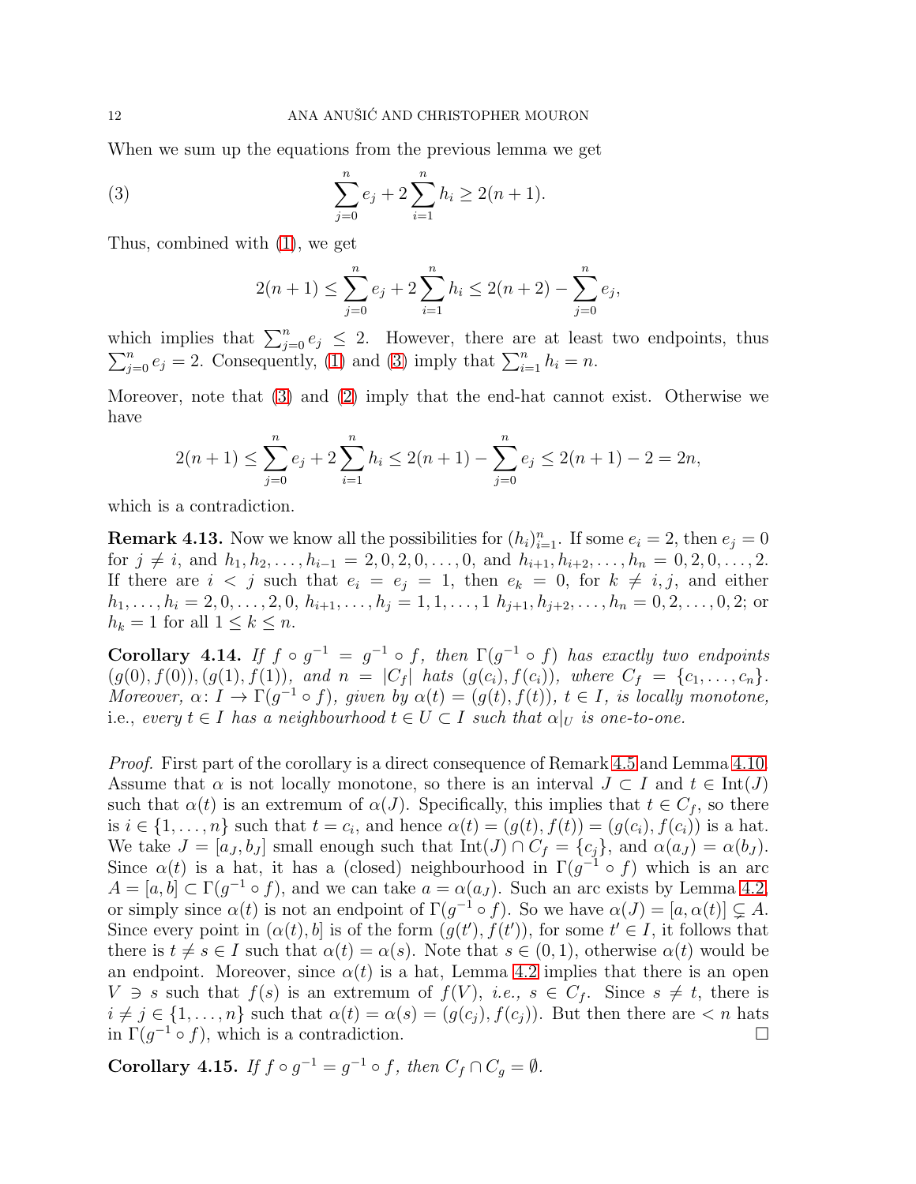When we sum up the equations from the previous lemma we get

$$\sum_{j=0}^{n} e_j + 2\sum_{i=1}^{n} h_i \geq 2(n+1). \tag{3}$$

Thus, combined with (1), we get

$$2(n+1) \leq \sum_{j=0}^{n} e_j + 2\sum_{i=1}^{n} h_i \leq 2(n+2) - \sum_{j=0}^{n} e_j,$$

which implies that $\sum_{j=0}^{n} e_j \leq 2$. However, there are at least two endpoints, thus $\sum_{j=0}^{n} e_j = 2$. Consequently, (1) and (3) imply that $\sum_{i=1}^{n} h_i = n$.

Moreover, note that (3) and (2) imply that the end-hat cannot exist. Otherwise we have

$$2(n+1) \leq \sum_{j=0}^{n} e_j + 2\sum_{i=1}^{n} h_i \leq 2(n+1) - \sum_{j=0}^{n} e_j \leq 2(n+1) - 2 = 2n,$$

which is a contradiction.

**Remark 4.13.** Now we know all the possibilities for $(h_i)_{i=1}^n$. If some $e_i = 2$, then $e_j = 0$ for $j \neq i$, and $h_1, h_2, \dots, h_{i-1} = 2, 0, 2, 0, \dots, 0$, and $h_{i+1}, h_{i+2}, \dots, h_n = 0, 2, 0, \dots, 2$. If there are $i < j$ such that $e_i = e_j = 1$, then $e_k = 0$, for $k \neq i, j$, and either $h_1, \dots, h_i = 2, 0, \dots, 2, 0$, $h_{i+1}, \dots, h_j = 1, 1, \dots, 1$ $h_{j+1}, h_{j+2}, \dots, h_n = 0, 2, \dots, 0, 2$; or $h_k = 1$ for all $1 \leq k \leq n$.

**Corollary 4.14.** *If $f \circ g^{-1} = g^{-1} \circ f$, then $\Gamma(g^{-1} \circ f)$ has exactly two endpoints $(g(0), f(0)), (g(1), f(1))$, and $n = |C_f|$ hats $(g(c_i), f(c_i))$, where $C_f = \{c_1, \dots, c_n\}$. Moreover, $\alpha\colon I \to \Gamma(g^{-1} \circ f)$, given by $\alpha(t) = (g(t), f(t))$, $t \in I$, is locally monotone,* i.e., *every $t \in I$ has a neighbourhood $t \in U \subset I$ such that $\alpha|_U$ is one-to-one.*

*Proof.* First part of the corollary is a direct consequence of Remark 4.5 and Lemma 4.10. Assume that $\alpha$ is not locally monotone, so there is an interval $J \subset I$ and $t \in \operatorname{Int}(J)$ such that $\alpha(t)$ is an extremum of $\alpha(J)$. Specifically, this implies that $t \in C_f$, so there is $i \in \{1, \dots, n\}$ such that $t = c_i$, and hence $\alpha(t) = (g(t), f(t)) = (g(c_i), f(c_i))$ is a hat. We take $J = [a_J, b_J]$ small enough such that $\operatorname{Int}(J) \cap C_f = \{c_j\}$, and $\alpha(a_J) = \alpha(b_J)$. Since $\alpha(t)$ is a hat, it has a (closed) neighbourhood in $\Gamma(g^{-1} \circ f)$ which is an arc $A = [a, b] \subset \Gamma(g^{-1} \circ f)$, and we can take $a = \alpha(a_J)$. Such an arc exists by Lemma 4.2, or simply since $\alpha(t)$ is not an endpoint of $\Gamma(g^{-1} \circ f)$. So we have $\alpha(J) = [a, \alpha(t)] \subsetneq A$. Since every point in $(\alpha(t), b]$ is of the form $(g(t'), f(t'))$, for some $t' \in I$, it follows that there is $t \neq s \in I$ such that $\alpha(t) = \alpha(s)$. Note that $s \in (0, 1)$, otherwise $\alpha(t)$ would be an endpoint. Moreover, since $\alpha(t)$ is a hat, Lemma 4.2 implies that there is an open $V \ni s$ such that $f(s)$ is an extremum of $f(V)$, *i.e.*, $s \in C_f$. Since $s \neq t$, there is $i \neq j \in \{1, \dots, n\}$ such that $\alpha(t) = \alpha(s) = (g(c_j), f(c_j))$. But then there are $< n$ hats in $\Gamma(g^{-1} \circ f)$, which is a contradiction. $\square$

**Corollary 4.15.** *If $f \circ g^{-1} = g^{-1} \circ f$, then $C_f \cap C_g = \emptyset$.*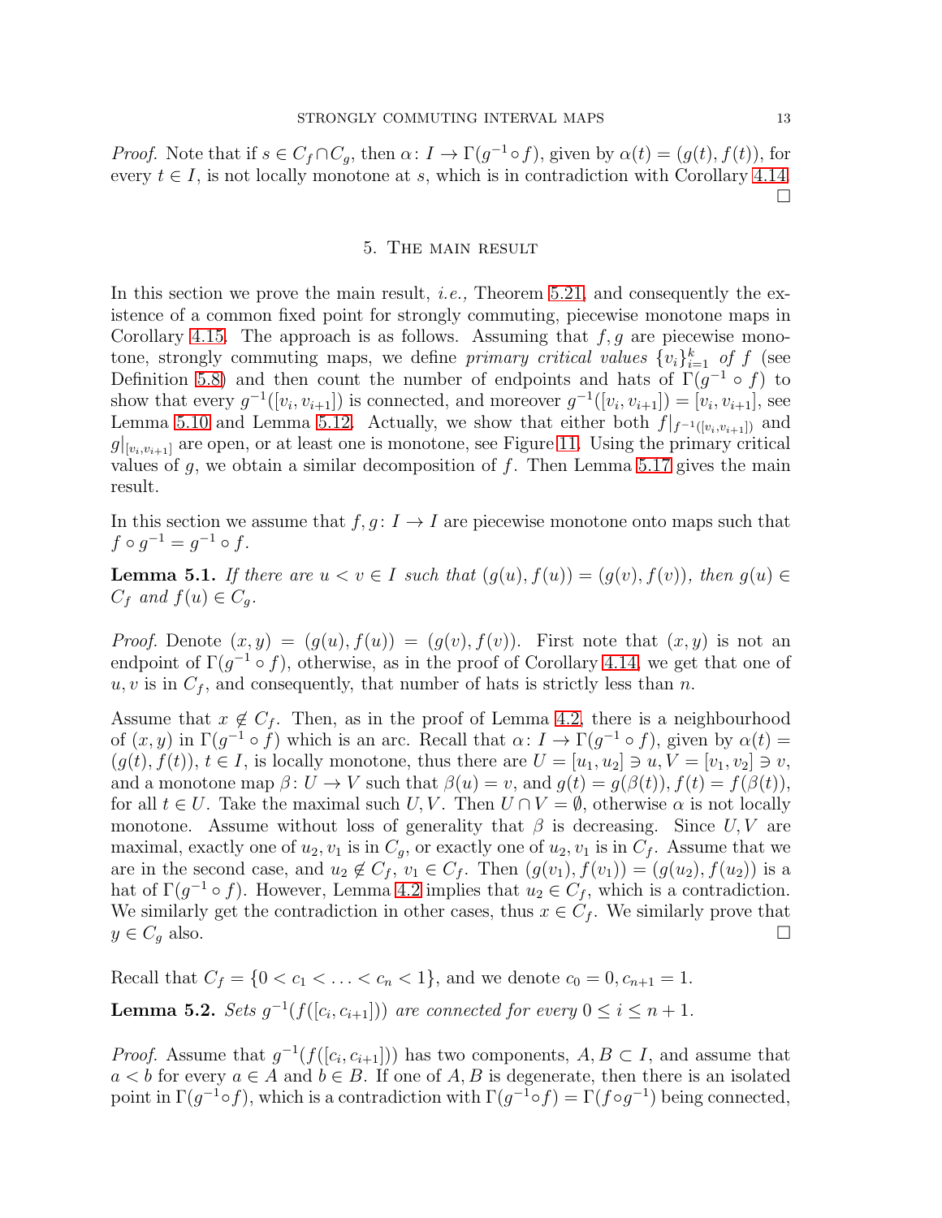*Proof.* Note that if $s \in C_f \cap C_g$, then $\alpha\colon I \to \Gamma(g^{-1} \circ f)$, given by $\alpha(t) = (g(t), f(t))$, for every $t \in I$, is not locally monotone at $s$, which is in contradiction with Corollary 4.14. □

## 5. The main result

In this section we prove the main result, *i.e.,* Theorem 5.21, and consequently the existence of a common fixed point for strongly commuting, piecewise monotone maps in Corollary 4.15. The approach is as follows. Assuming that $f, g$ are piecewise monotone, strongly commuting maps, we define *primary critical values* $\{v_i\}_{i=1}^k$ *of* $f$ (see Definition 5.8) and then count the number of endpoints and hats of $\Gamma(g^{-1} \circ f)$ to show that every $g^{-1}([v_i, v_{i+1}])$ is connected, and moreover $g^{-1}([v_i, v_{i+1}]) = [v_i, v_{i+1}]$, see Lemma 5.10 and Lemma 5.12. Actually, we show that either both $f|_{f^{-1}([v_i,v_{i+1}])}$ and $g|_{[v_i,v_{i+1}]}$ are open, or at least one is monotone, see Figure 11. Using the primary critical values of $g$, we obtain a similar decomposition of $f$. Then Lemma 5.17 gives the main result.

In this section we assume that $f, g\colon I \to I$ are piecewise monotone onto maps such that $f \circ g^{-1} = g^{-1} \circ f$.

**Lemma 5.1.** *If there are $u < v \in I$ such that $(g(u), f(u)) = (g(v), f(v))$, then $g(u) \in C_f$ and $f(u) \in C_g$.*

*Proof.* Denote $(x, y) = (g(u), f(u)) = (g(v), f(v))$. First note that $(x, y)$ is not an endpoint of $\Gamma(g^{-1} \circ f)$, otherwise, as in the proof of Corollary 4.14, we get that one of $u, v$ is in $C_f$, and consequently, that number of hats is strictly less than $n$.

Assume that $x \notin C_f$. Then, as in the proof of Lemma 4.2, there is a neighbourhood of $(x, y)$ in $\Gamma(g^{-1} \circ f)$ which is an arc. Recall that $\alpha\colon I \to \Gamma(g^{-1} \circ f)$, given by $\alpha(t) = (g(t), f(t))$, $t \in I$, is locally monotone, thus there are $U = [u_1, u_2] \ni u, V = [v_1, v_2] \ni v$, and a monotone map $\beta\colon U \to V$ such that $\beta(u) = v$, and $g(t) = g(\beta(t)), f(t) = f(\beta(t))$, for all $t \in U$. Take the maximal such $U, V$. Then $U \cap V = \emptyset$, otherwise $\alpha$ is not locally monotone. Assume without loss of generality that $\beta$ is decreasing. Since $U, V$ are maximal, exactly one of $u_2, v_1$ is in $C_g$, or exactly one of $u_2, v_1$ is in $C_f$. Assume that we are in the second case, and $u_2 \notin C_f$, $v_1 \in C_f$. Then $(g(v_1), f(v_1)) = (g(u_2), f(u_2))$ is a hat of $\Gamma(g^{-1} \circ f)$. However, Lemma 4.2 implies that $u_2 \in C_f$, which is a contradiction. We similarly get the contradiction in other cases, thus $x \in C_f$. We similarly prove that $y \in C_g$ also. □

Recall that $C_f = \{0 < c_1 < \ldots < c_n < 1\}$, and we denote $c_0 = 0, c_{n+1} = 1$.

**Lemma 5.2.** *Sets $g^{-1}(f([c_i, c_{i+1}]))$ are connected for every $0 \le i \le n+1$.*

*Proof.* Assume that $g^{-1}(f([c_i, c_{i+1}]))$ has two components, $A, B \subset I$, and assume that $a < b$ for every $a \in A$ and $b \in B$. If one of $A, B$ is degenerate, then there is an isolated point in $\Gamma(g^{-1} \circ f)$, which is a contradiction with $\Gamma(g^{-1} \circ f) = \Gamma(f \circ g^{-1})$ being connected,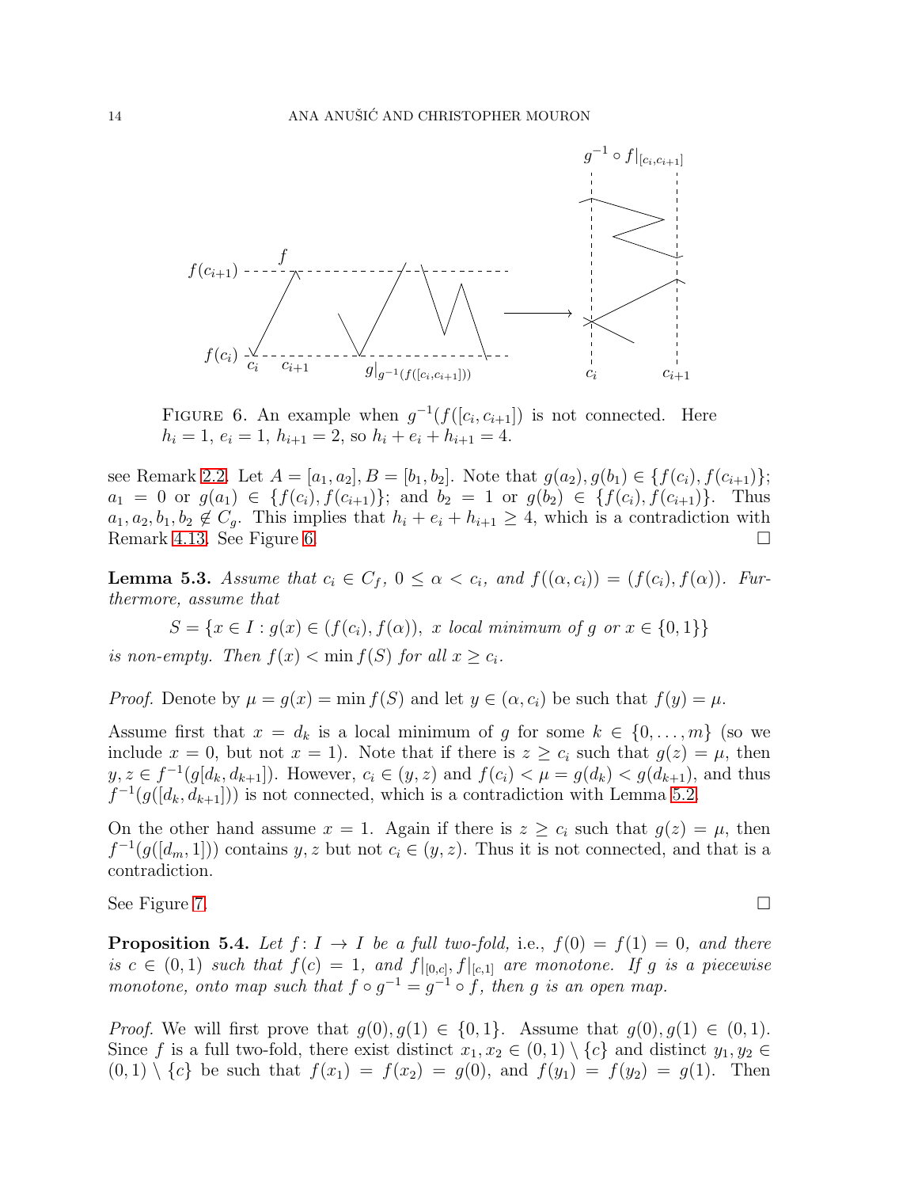FIGURE 6. An example when $g^{-1}(f([c_i, c_{i+1}])$ is not connected. Here $h_i = 1$, $e_i = 1$, $h_{i+1} = 2$, so $h_i + e_i + h_{i+1} = 4$.

see Remark 2.2. Let $A = [a_1, a_2], B = [b_1, b_2]$. Note that $g(a_2), g(b_1) \in \{f(c_i), f(c_{i+1})\}$; $a_1 = 0$ or $g(a_1) \in \{f(c_i), f(c_{i+1})\}$; and $b_2 = 1$ or $g(b_2) \in \{f(c_i), f(c_{i+1})\}$. Thus $a_1, a_2, b_1, b_2 \notin C_g$. This implies that $h_i + e_i + h_{i+1} \geq 4$, which is a contradiction with Remark 4.13. See Figure 6. □

**Lemma 5.3.** *Assume that $c_i \in C_f$, $0 \leq \alpha < c_i$, and $f((\alpha, c_i)) = (f(c_i), f(\alpha))$. Furthermore, assume that*

$$S = \{x \in I : g(x) \in (f(c_i), f(\alpha)),\ x \text{ local minimum of } g \text{ or } x \in \{0, 1\}\}$$

*is non-empty. Then $f(x) < \min f(S)$ for all $x \geq c_i$.*

*Proof.* Denote by $\mu = g(x) = \min f(S)$ and let $y \in (\alpha, c_i)$ be such that $f(y) = \mu$.

Assume first that $x = d_k$ is a local minimum of $g$ for some $k \in \{0, \dots, m\}$ (so we include $x = 0$, but not $x = 1$). Note that if there is $z \geq c_i$ such that $g(z) = \mu$, then $y, z \in f^{-1}(g[d_k, d_{k+1}])$. However, $c_i \in (y, z)$ and $f(c_i) < \mu = g(d_k) < g(d_{k+1})$, and thus $f^{-1}(g([d_k, d_{k+1}]))$ is not connected, which is a contradiction with Lemma 5.2.

On the other hand assume $x = 1$. Again if there is $z \geq c_i$ such that $g(z) = \mu$, then $f^{-1}(g([d_m, 1]))$ contains $y, z$ but not $c_i \in (y, z)$. Thus it is not connected, and that is a contradiction.

See Figure 7. □

**Proposition 5.4.** *Let $f : I \to I$ be a full two-fold,* i.e., *$f(0) = f(1) = 0$, and there is $c \in (0, 1)$ such that $f(c) = 1$, and $f|_{[0,c]}, f|_{[c,1]}$ are monotone. If $g$ is a piecewise monotone, onto map such that $f \circ g^{-1} = g^{-1} \circ f$, then $g$ is an open map.*

*Proof.* We will first prove that $g(0), g(1) \in \{0, 1\}$. Assume that $g(0), g(1) \in (0, 1)$. Since $f$ is a full two-fold, there exist distinct $x_1, x_2 \in (0, 1) \setminus \{c\}$ and distinct $y_1, y_2 \in (0, 1) \setminus \{c\}$ be such that $f(x_1) = f(x_2) = g(0)$, and $f(y_1) = f(y_2) = g(1)$. Then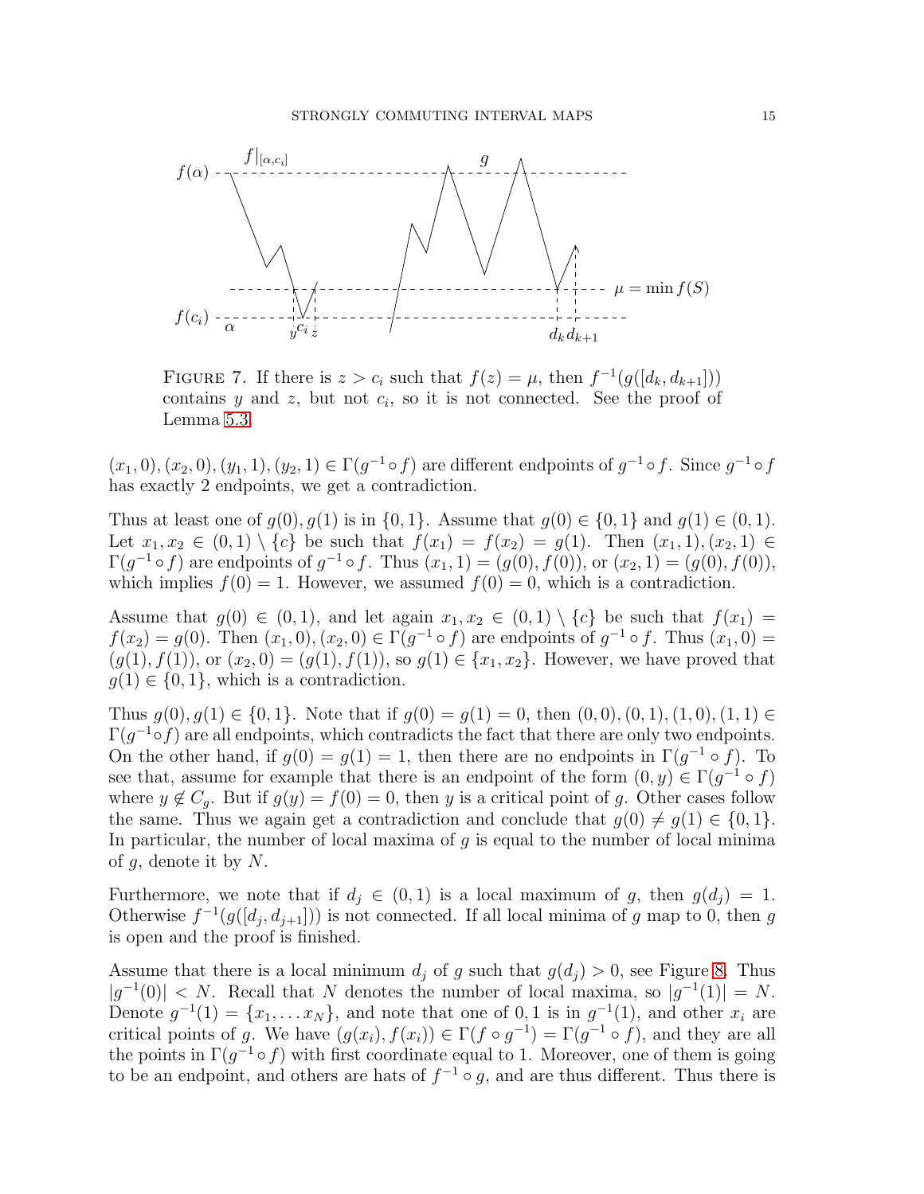FIGURE 7. If there is $z > c_i$ such that $f(z) = \mu$, then $f^{-1}(g([d_k, d_{k+1}]))$ contains $y$ and $z$, but not $c_i$, so it is not connected. See the proof of Lemma 5.3.

$(x_1, 0), (x_2, 0), (y_1, 1), (y_2, 1) \in \Gamma(g^{-1} \circ f)$ are different endpoints of $g^{-1} \circ f$. Since $g^{-1} \circ f$ has exactly 2 endpoints, we get a contradiction.

Thus at least one of $g(0), g(1)$ is in $\{0, 1\}$. Assume that $g(0) \in \{0, 1\}$ and $g(1) \in (0, 1)$. Let $x_1, x_2 \in (0, 1) \setminus \{c\}$ be such that $f(x_1) = f(x_2) = g(1)$. Then $(x_1, 1), (x_2, 1) \in \Gamma(g^{-1} \circ f)$ are endpoints of $g^{-1} \circ f$. Thus $(x_1, 1) = (g(0), f(0))$, or $(x_2, 1) = (g(0), f(0))$, which implies $f(0) = 1$. However, we assumed $f(0) = 0$, which is a contradiction.

Assume that $g(0) \in (0, 1)$, and let again $x_1, x_2 \in (0, 1) \setminus \{c\}$ be such that $f(x_1) = f(x_2) = g(0)$. Then $(x_1, 0), (x_2, 0) \in \Gamma(g^{-1} \circ f)$ are endpoints of $g^{-1} \circ f$. Thus $(x_1, 0) = (g(1), f(1))$, or $(x_2, 0) = (g(1), f(1))$, so $g(1) \in \{x_1, x_2\}$. However, we have proved that $g(1) \in \{0, 1\}$, which is a contradiction.

Thus $g(0), g(1) \in \{0, 1\}$. Note that if $g(0) = g(1) = 0$, then $(0, 0), (0, 1), (1, 0), (1, 1) \in \Gamma(g^{-1} \circ f)$ are all endpoints, which contradicts the fact that there are only two endpoints. On the other hand, if $g(0) = g(1) = 1$, then there are no endpoints in $\Gamma(g^{-1} \circ f)$. To see that, assume for example that there is an endpoint of the form $(0, y) \in \Gamma(g^{-1} \circ f)$ where $y \notin C_g$. But if $g(y) = f(0) = 0$, then $y$ is a critical point of $g$. Other cases follow the same. Thus we again get a contradiction and conclude that $g(0) \neq g(1) \in \{0, 1\}$. In particular, the number of local maxima of $g$ is equal to the number of local minima of $g$, denote it by $N$.

Furthermore, we note that if $d_j \in (0, 1)$ is a local maximum of $g$, then $g(d_j) = 1$. Otherwise $f^{-1}(g([d_j, d_{j+1}]))$ is not connected. If all local minima of $g$ map to 0, then $g$ is open and the proof is finished.

Assume that there is a local minimum $d_j$ of $g$ such that $g(d_j) > 0$, see Figure 8. Thus $|g^{-1}(0)| < N$. Recall that $N$ denotes the number of local maxima, so $|g^{-1}(1)| = N$. Denote $g^{-1}(1) = \{x_1, \ldots x_N\}$, and note that one of $0, 1$ is in $g^{-1}(1)$, and other $x_i$ are critical points of $g$. We have $(g(x_i), f(x_i)) \in \Gamma(f \circ g^{-1}) = \Gamma(g^{-1} \circ f)$, and they are all the points in $\Gamma(g^{-1} \circ f)$ with first coordinate equal to 1. Moreover, one of them is going to be an endpoint, and others are hats of $f^{-1} \circ g$, and are thus different. Thus there is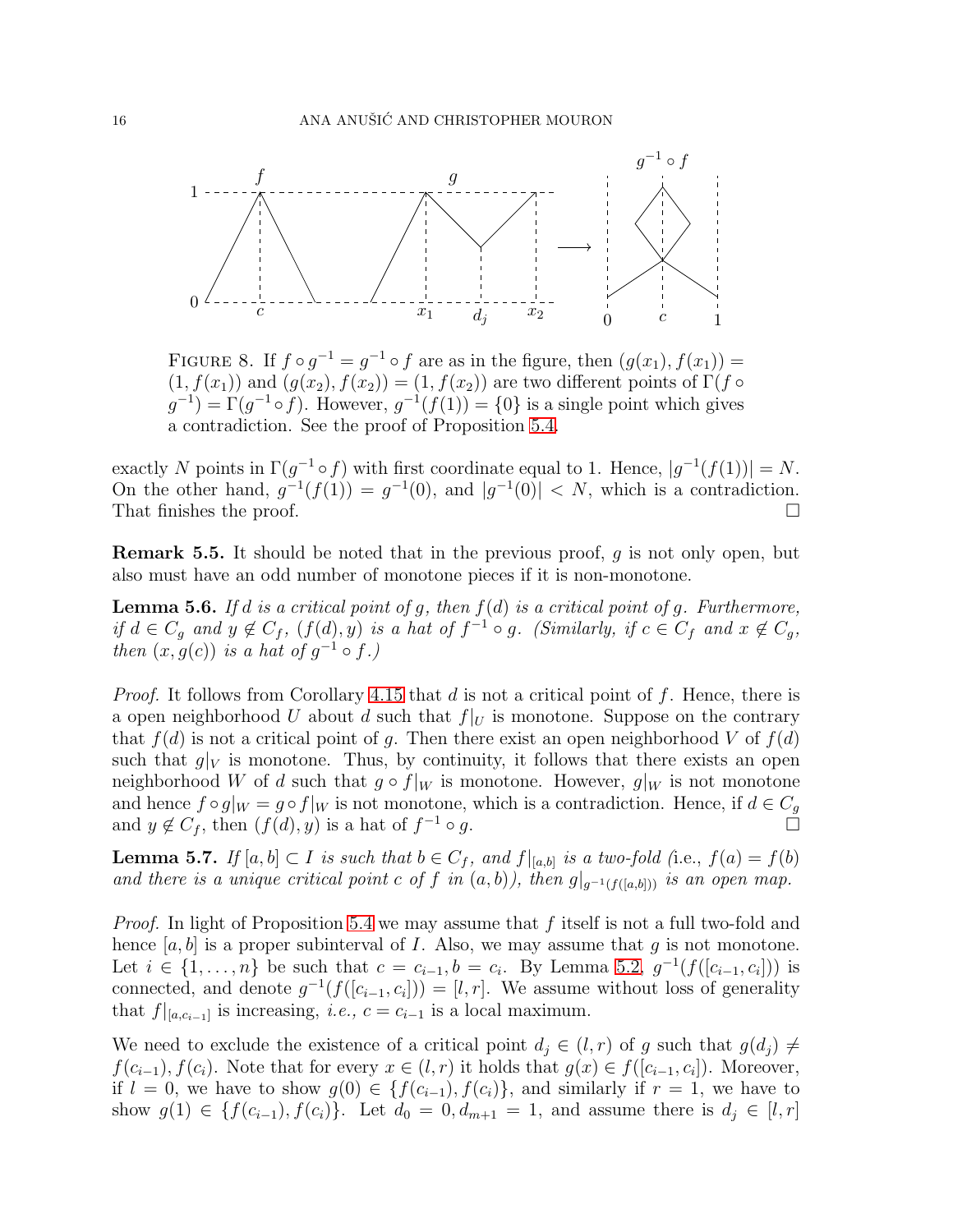FIGURE 8. If $f \circ g^{-1} = g^{-1} \circ f$ are as in the figure, then $(g(x_1), f(x_1)) = (1, f(x_1))$ and $(g(x_2), f(x_2)) = (1, f(x_2))$ are two different points of $\Gamma(f \circ g^{-1}) = \Gamma(g^{-1} \circ f)$. However, $g^{-1}(f(1)) = \{0\}$ is a single point which gives a contradiction. See the proof of Proposition 5.4.

exactly $N$ points in $\Gamma(g^{-1} \circ f)$ with first coordinate equal to 1. Hence, $|g^{-1}(f(1))| = N$. On the other hand, $g^{-1}(f(1)) = g^{-1}(0)$, and $|g^{-1}(0)| < N$, which is a contradiction. That finishes the proof. $\square$

**Remark 5.5.** It should be noted that in the previous proof, $g$ is not only open, but also must have an odd number of monotone pieces if it is non-monotone.

**Lemma 5.6.** *If $d$ is a critical point of $g$, then $f(d)$ is a critical point of $g$. Furthermore, if $d \in C_g$ and $y \notin C_f$, $(f(d), y)$ is a hat of $f^{-1} \circ g$. (Similarly, if $c \in C_f$ and $x \notin C_g$, then $(x, g(c))$ is a hat of $g^{-1} \circ f$.)*

*Proof.* It follows from Corollary 4.15 that $d$ is not a critical point of $f$. Hence, there is a open neighborhood $U$ about $d$ such that $f|_U$ is monotone. Suppose on the contrary that $f(d)$ is not a critical point of $g$. Then there exist an open neighborhood $V$ of $f(d)$ such that $g|_V$ is monotone. Thus, by continuity, it follows that there exists an open neighborhood $W$ of $d$ such that $g \circ f|_W$ is monotone. However, $g|_W$ is not monotone and hence $f \circ g|_W = g \circ f|_W$ is not monotone, which is a contradiction. Hence, if $d \in C_g$ and $y \notin C_f$, then $(f(d), y)$ is a hat of $f^{-1} \circ g$. $\square$

**Lemma 5.7.** *If $[a, b] \subset I$ is such that $b \in C_f$, and $f|_{[a,b]}$ is a two-fold (*i.e., $f(a) = f(b)$ *and there is a unique critical point $c$ of $f$ in $(a, b)$), then $g|_{g^{-1}(f([a,b]))}$ is an open map.*

*Proof.* In light of Proposition 5.4 we may assume that $f$ itself is not a full two-fold and hence $[a, b]$ is a proper subinterval of $I$. Also, we may assume that $g$ is not monotone. Let $i \in \{1, \ldots, n\}$ be such that $c = c_{i-1}, b = c_i$. By Lemma 5.2, $g^{-1}(f([c_{i-1}, c_i]))$ is connected, and denote $g^{-1}(f([c_{i-1}, c_i])) = [l, r]$. We assume without loss of generality that $f|_{[a,c_{i-1}]}$ is increasing, *i.e.,* $c = c_{i-1}$ is a local maximum.

We need to exclude the existence of a critical point $d_j \in (l, r)$ of $g$ such that $g(d_j) \neq f(c_{i-1}), f(c_i)$. Note that for every $x \in (l, r)$ it holds that $g(x) \in f([c_{i-1}, c_i])$. Moreover, if $l = 0$, we have to show $g(0) \in \{f(c_{i-1}), f(c_i)\}$, and similarly if $r = 1$, we have to show $g(1) \in \{f(c_{i-1}), f(c_i)\}$. Let $d_0 = 0, d_{m+1} = 1$, and assume there is $d_j \in [l, r]$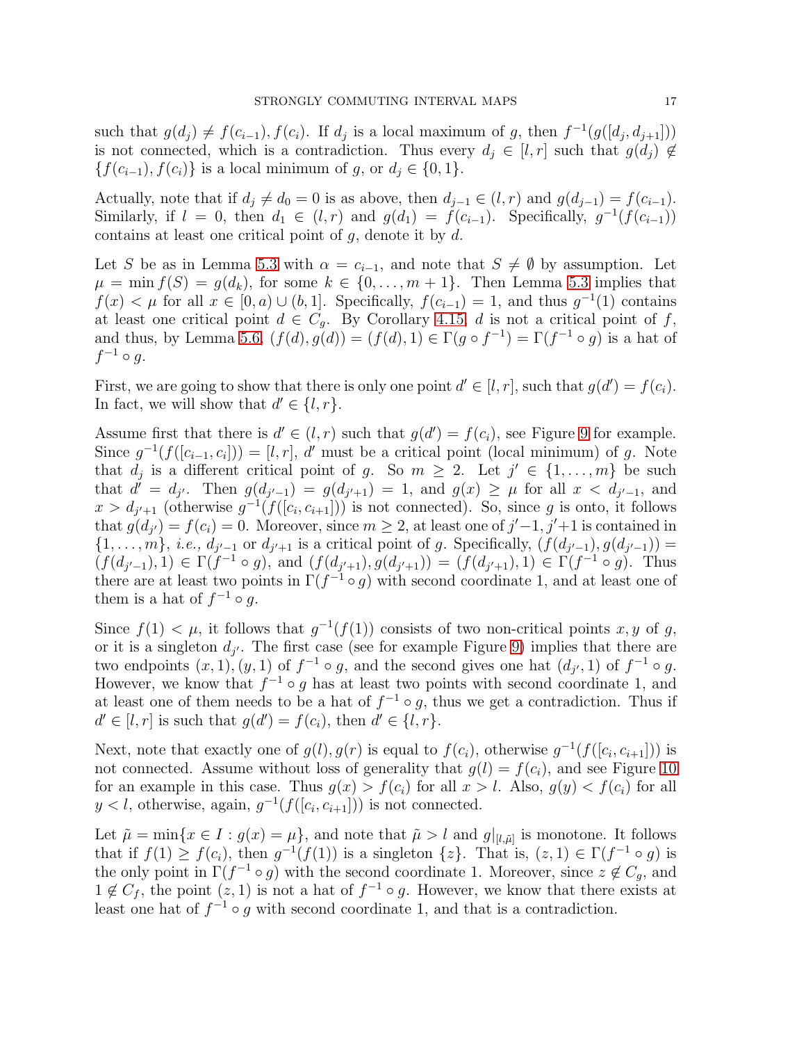such that $g(d_j) \neq f(c_{i-1}), f(c_i)$. If $d_j$ is a local maximum of $g$, then $f^{-1}(g([d_j, d_{j+1}]))$ is not connected, which is a contradiction. Thus every $d_j \in [l, r]$ such that $g(d_j) \notin \{f(c_{i-1}), f(c_i)\}$ is a local minimum of $g$, or $d_j \in \{0, 1\}$.

Actually, note that if $d_j \neq d_0 = 0$ is as above, then $d_{j-1} \in (l, r)$ and $g(d_{j-1}) = f(c_{i-1})$. Similarly, if $l = 0$, then $d_1 \in (l, r)$ and $g(d_1) = f(c_{i-1})$. Specifically, $g^{-1}(f(c_{i-1}))$ contains at least one critical point of $g$, denote it by $d$.

Let $S$ be as in Lemma 5.3 with $\alpha = c_{i-1}$, and note that $S \neq \emptyset$ by assumption. Let $\mu = \min f(S) = g(d_k)$, for some $k \in \{0, \ldots, m+1\}$. Then Lemma 5.3 implies that $f(x) < \mu$ for all $x \in [0, a) \cup (b, 1]$. Specifically, $f(c_{i-1}) = 1$, and thus $g^{-1}(1)$ contains at least one critical point $d \in C_g$. By Corollary 4.15, $d$ is not a critical point of $f$, and thus, by Lemma 5.6, $(f(d), g(d)) = (f(d), 1) \in \Gamma(g \circ f^{-1}) = \Gamma(f^{-1} \circ g)$ is a hat of $f^{-1} \circ g$.

First, we are going to show that there is only one point $d' \in [l, r]$, such that $g(d') = f(c_i)$. In fact, we will show that $d' \in \{l, r\}$.

Assume first that there is $d' \in (l, r)$ such that $g(d') = f(c_i)$, see Figure 9 for example. Since $g^{-1}(f([c_{i-1}, c_i])) = [l, r]$, $d'$ must be a critical point (local minimum) of $g$. Note that $d_j$ is a different critical point of $g$. So $m \geq 2$. Let $j' \in \{1, \ldots, m\}$ be such that $d' = d_{j'}$. Then $g(d_{j'-1}) = g(d_{j'+1}) = 1$, and $g(x) \geq \mu$ for all $x < d_{j'-1}$, and $x > d_{j'+1}$ (otherwise $g^{-1}(f([c_i, c_{i+1}]))$ is not connected). So, since $g$ is onto, it follows that $g(d_{j'}) = f(c_i) = 0$. Moreover, since $m \geq 2$, at least one of $j'-1, j'+1$ is contained in $\{1, \ldots, m\}$, *i.e.*, $d_{j'-1}$ or $d_{j'+1}$ is a critical point of $g$. Specifically, $(f(d_{j'-1}), g(d_{j'-1})) = (f(d_{j'-1}), 1) \in \Gamma(f^{-1} \circ g)$, and $(f(d_{j'+1}), g(d_{j'+1})) = (f(d_{j'+1}), 1) \in \Gamma(f^{-1} \circ g)$. Thus there are at least two points in $\Gamma(f^{-1} \circ g)$ with second coordinate 1, and at least one of them is a hat of $f^{-1} \circ g$.

Since $f(1) < \mu$, it follows that $g^{-1}(f(1))$ consists of two non-critical points $x, y$ of $g$, or it is a singleton $d_{j'}$. The first case (see for example Figure 9) implies that there are two endpoints $(x, 1), (y, 1)$ of $f^{-1} \circ g$, and the second gives one hat $(d_{j'}, 1)$ of $f^{-1} \circ g$. However, we know that $f^{-1} \circ g$ has at least two points with second coordinate 1, and at least one of them needs to be a hat of $f^{-1} \circ g$, thus we get a contradiction. Thus if $d' \in [l, r]$ is such that $g(d') = f(c_i)$, then $d' \in \{l, r\}$.

Next, note that exactly one of $g(l), g(r)$ is equal to $f(c_i)$, otherwise $g^{-1}(f([c_i, c_{i+1}]))$ is not connected. Assume without loss of generality that $g(l) = f(c_i)$, and see Figure 10 for an example in this case. Thus $g(x) > f(c_i)$ for all $x > l$. Also, $g(y) < f(c_i)$ for all $y < l$, otherwise, again, $g^{-1}(f([c_i, c_{i+1}]))$ is not connected.

Let $\tilde{\mu} = \min\{x \in I : g(x) = \mu\}$, and note that $\tilde{\mu} > l$ and $g|_{[l, \tilde{\mu}]}$ is monotone. It follows that if $f(1) \geq f(c_i)$, then $g^{-1}(f(1))$ is a singleton $\{z\}$. That is, $(z, 1) \in \Gamma(f^{-1} \circ g)$ is the only point in $\Gamma(f^{-1} \circ g)$ with the second coordinate 1. Moreover, since $z \notin C_g$, and $1 \notin C_f$, the point $(z, 1)$ is not a hat of $f^{-1} \circ g$. However, we know that there exists at least one hat of $f^{-1} \circ g$ with second coordinate 1, and that is a contradiction.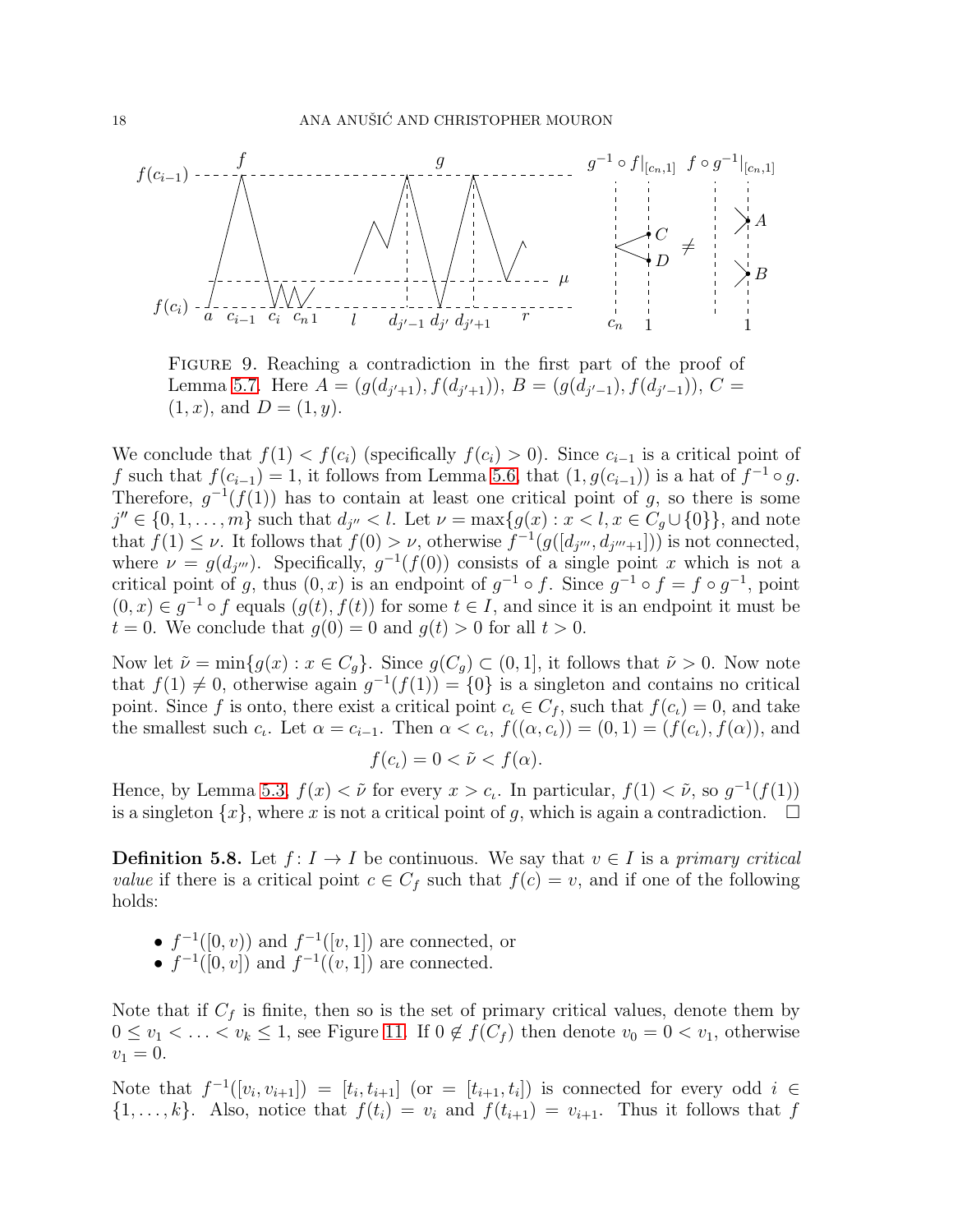FIGURE 9. Reaching a contradiction in the first part of the proof of Lemma 5.7. Here $A = (g(d_{j'+1}), f(d_{j'+1}))$, $B = (g(d_{j'-1}), f(d_{j'-1}))$, $C = (1, x)$, and $D = (1, y)$.

We conclude that $f(1) < f(c_i)$ (specifically $f(c_i) > 0$). Since $c_{i-1}$ is a critical point of $f$ such that $f(c_{i-1}) = 1$, it follows from Lemma 5.6, that $(1, g(c_{i-1}))$ is a hat of $f^{-1} \circ g$. Therefore, $g^{-1}(f(1))$ has to contain at least one critical point of $g$, so there is some $j'' \in \{0, 1, \ldots, m\}$ such that $d_{j''} < l$. Let $\nu = \max\{g(x) : x < l, x \in C_g \cup \{0\}\}$, and note that $f(1) \leq \nu$. It follows that $f(0) > \nu$, otherwise $f^{-1}(g([d_{j'''}, d_{j'''+1}]))$ is not connected, where $\nu = g(d_{j'''})$. Specifically, $g^{-1}(f(0))$ consists of a single point $x$ which is not a critical point of $g$, thus $(0, x)$ is an endpoint of $g^{-1} \circ f$. Since $g^{-1} \circ f = f \circ g^{-1}$, point $(0, x) \in g^{-1} \circ f$ equals $(g(t), f(t))$ for some $t \in I$, and since it is an endpoint it must be $t = 0$. We conclude that $g(0) = 0$ and $g(t) > 0$ for all $t > 0$.

Now let $\tilde{\nu} = \min\{g(x) : x \in C_g\}$. Since $g(C_g) \subset (0, 1]$, it follows that $\tilde{\nu} > 0$. Now note that $f(1) \neq 0$, otherwise again $g^{-1}(f(1)) = \{0\}$ is a singleton and contains no critical point. Since $f$ is onto, there exist a critical point $c_\iota \in C_f$, such that $f(c_\iota) = 0$, and take the smallest such $c_\iota$. Let $\alpha = c_{\iota-1}$. Then $\alpha < c_\iota$, $f((\alpha, c_\iota)) = (0, 1) = (f(c_\iota), f(\alpha))$, and

$$f(c_\iota) = 0 < \tilde{\nu} < f(\alpha).$$

Hence, by Lemma 5.3, $f(x) < \tilde{\nu}$ for every $x > c_\iota$. In particular, $f(1) < \tilde{\nu}$, so $g^{-1}(f(1))$ is a singleton $\{x\}$, where $x$ is not a critical point of $g$, which is again a contradiction. $\square$

**Definition 5.8.** Let $f : I \to I$ be continuous. We say that $v \in I$ is a *primary critical value* if there is a critical point $c \in C_f$ such that $f(c) = v$, and if one of the following holds:

- $f^{-1}([0, v))$ and $f^{-1}([v, 1])$ are connected, or
- $f^{-1}([0, v])$ and $f^{-1}((v, 1])$ are connected.

Note that if $C_f$ is finite, then so is the set of primary critical values, denote them by $0 \leq v_1 < \ldots < v_k \leq 1$, see Figure 11. If $0 \notin f(C_f)$ then denote $v_0 = 0 < v_1$, otherwise $v_1 = 0$.

Note that $f^{-1}([v_i, v_{i+1}]) = [t_i, t_{i+1}]$ (or $= [t_{i+1}, t_i]$) is connected for every odd $i \in \{1, \ldots, k\}$. Also, notice that $f(t_i) = v_i$ and $f(t_{i+1}) = v_{i+1}$. Thus it follows that $f$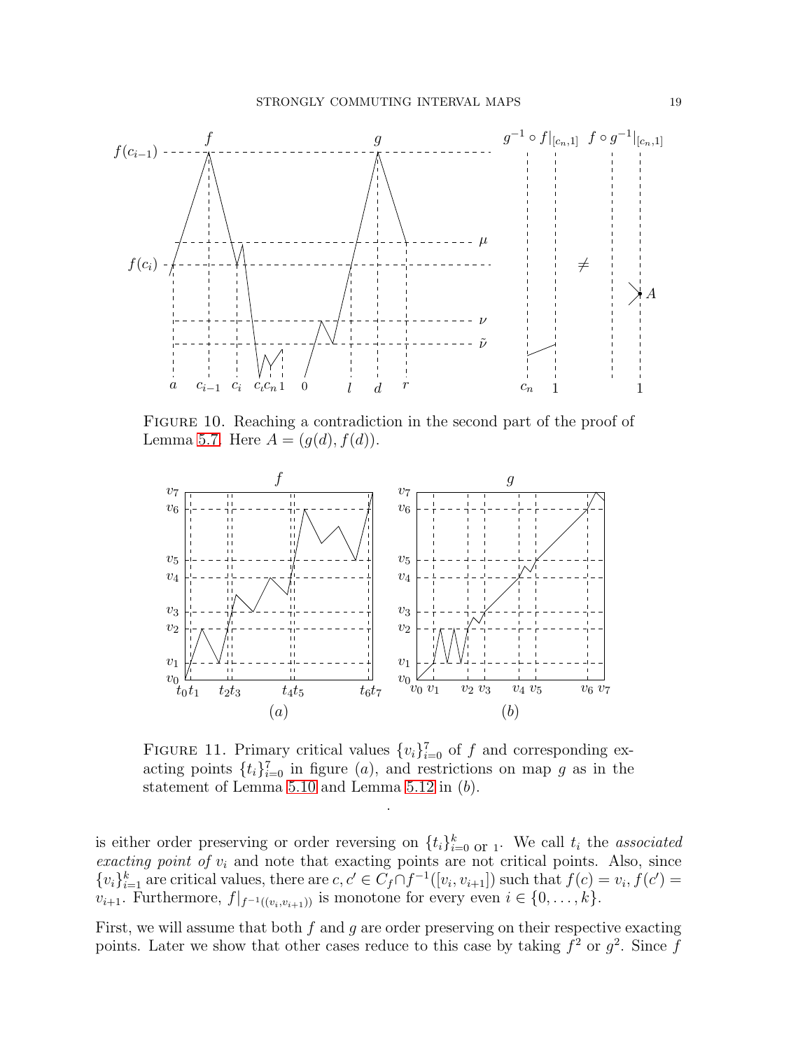FIGURE 10. Reaching a contradiction in the second part of the proof of Lemma 5.7. Here $A = (g(d), f(d))$.

FIGURE 11. Primary critical values $\{v_i\}_{i=0}^{7}$ of $f$ and corresponding exacting points $\{t_i\}_{i=0}^{7}$ in figure $(a)$, and restrictions on map $g$ as in the statement of Lemma 5.10 and Lemma 5.12 in $(b)$.

.

is either order preserving or order reversing on $\{t_i\}_{i=0 \text{ or } 1}^{k}$. We call $t_i$ the *associated exacting point of* $v_i$ and note that exacting points are not critical points. Also, since $\{v_i\}_{i=1}^{k}$ are critical values, there are $c, c' \in C_f \cap f^{-1}([v_i, v_{i+1}])$ such that $f(c) = v_i, f(c') = v_{i+1}$. Furthermore, $f|_{f^{-1}((v_i,v_{i+1}))}$ is monotone for every even $i \in \{0, \ldots, k\}$.

First, we will assume that both $f$ and $g$ are order preserving on their respective exacting points. Later we show that other cases reduce to this case by taking $f^2$ or $g^2$. Since $f$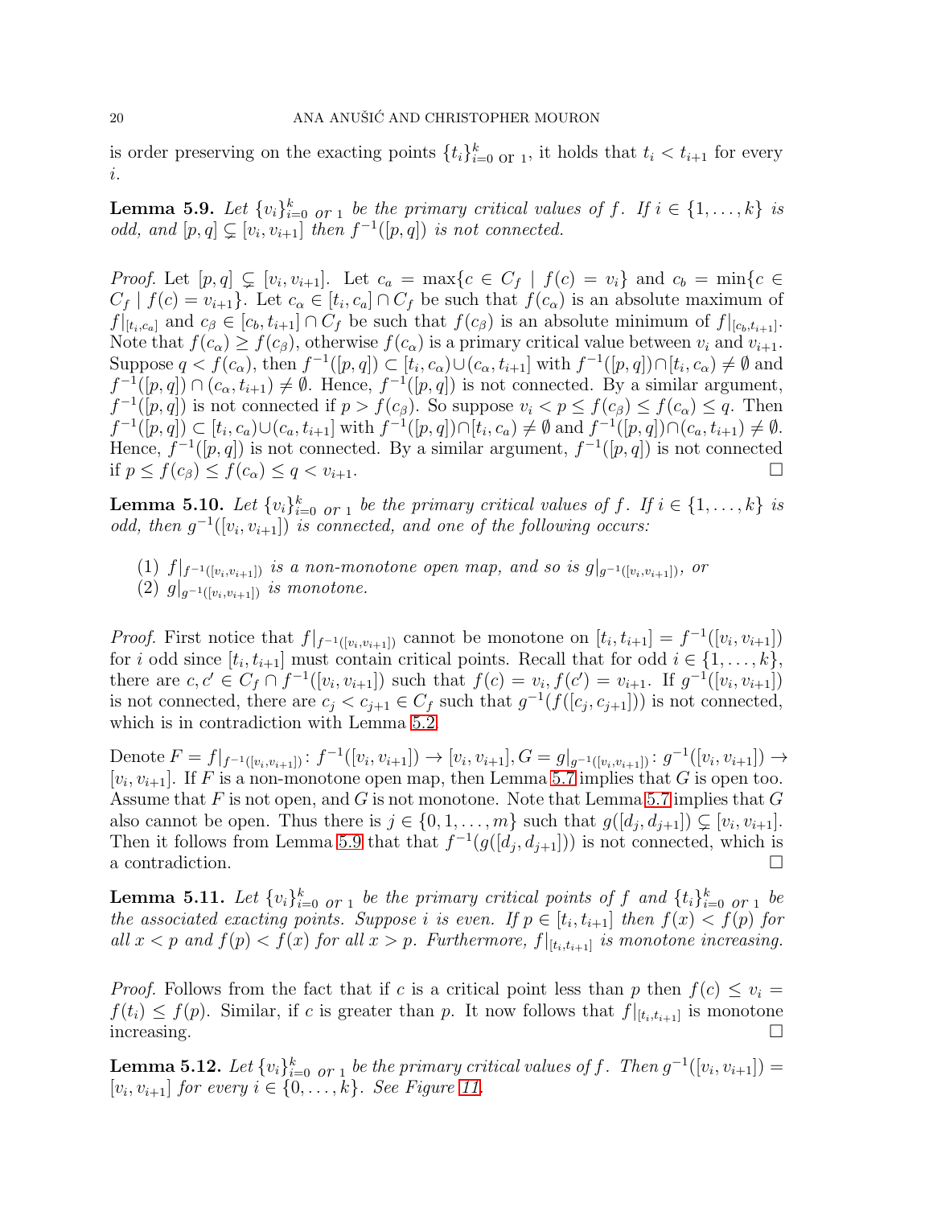is order preserving on the exacting points $\{t_i\}_{i=0 \text{ or } 1}^k$, it holds that $t_i < t_{i+1}$ for every $i$.

**Lemma 5.9.** *Let $\{v_i\}_{i=0 \text{ or } 1}^k$ be the primary critical values of $f$. If $i \in \{1, \dots, k\}$ is odd, and $[p, q] \subsetneq [v_i, v_{i+1}]$ then $f^{-1}([p, q])$ is not connected.*

*Proof.* Let $[p, q] \subsetneq [v_i, v_{i+1}]$. Let $c_a = \max\{c \in C_f \mid f(c) = v_i\}$ and $c_b = \min\{c \in C_f \mid f(c) = v_{i+1}\}$. Let $c_\alpha \in [t_i, c_a] \cap C_f$ be such that $f(c_\alpha)$ is an absolute maximum of $f|_{[t_i, c_a]}$ and $c_\beta \in [c_b, t_{i+1}] \cap C_f$ be such that $f(c_\beta)$ is an absolute minimum of $f|_{[c_b, t_{i+1}]}$. Note that $f(c_\alpha) \geq f(c_\beta)$, otherwise $f(c_\alpha)$ is a primary critical value between $v_i$ and $v_{i+1}$. Suppose $q < f(c_\alpha)$, then $f^{-1}([p, q]) \subset [t_i, c_\alpha) \cup (c_\alpha, t_{i+1}]$ with $f^{-1}([p, q]) \cap [t_i, c_\alpha) \neq \emptyset$ and $f^{-1}([p, q]) \cap (c_\alpha, t_{i+1}) \neq \emptyset$. Hence, $f^{-1}([p, q])$ is not connected. By a similar argument, $f^{-1}([p, q])$ is not connected if $p > f(c_\beta)$. So suppose $v_i < p \leq f(c_\beta) \leq f(c_\alpha) \leq q$. Then $f^{-1}([p, q]) \subset [t_i, c_a) \cup (c_a, t_{i+1}]$ with $f^{-1}([p, q]) \cap [t_i, c_a) \neq \emptyset$ and $f^{-1}([p, q]) \cap (c_a, t_{i+1}) \neq \emptyset$. Hence, $f^{-1}([p, q])$ is not connected. By a similar argument, $f^{-1}([p, q])$ is not connected if $p \leq f(c_\beta) \leq f(c_\alpha) \leq q < v_{i+1}$. $\square$

**Lemma 5.10.** *Let $\{v_i\}_{i=0 \text{ or } 1}^k$ be the primary critical values of $f$. If $i \in \{1, \dots, k\}$ is odd, then $g^{-1}([v_i, v_{i+1}])$ is connected, and one of the following occurs:*

1. *$f|_{f^{-1}([v_i, v_{i+1}])}$ is a non-monotone open map, and so is $g|_{g^{-1}([v_i, v_{i+1}])}$, or*
2. *$g|_{g^{-1}([v_i, v_{i+1}])}$ is monotone.*

*Proof.* First notice that $f|_{f^{-1}([v_i, v_{i+1}])}$ cannot be monotone on $[t_i, t_{i+1}] = f^{-1}([v_i, v_{i+1}])$ for $i$ odd since $[t_i, t_{i+1}]$ must contain critical points. Recall that for odd $i \in \{1, \dots, k\}$, there are $c, c' \in C_f \cap f^{-1}([v_i, v_{i+1}])$ such that $f(c) = v_i, f(c') = v_{i+1}$. If $g^{-1}([v_i, v_{i+1}])$ is not connected, there are $c_j < c_{j+1} \in C_f$ such that $g^{-1}(f([c_j, c_{j+1}]))$ is not connected, which is in contradiction with Lemma 5.2.

Denote $F = f|_{f^{-1}([v_i, v_{i+1}])} \colon f^{-1}([v_i, v_{i+1}]) \to [v_i, v_{i+1}], G = g|_{g^{-1}([v_i, v_{i+1}])} \colon g^{-1}([v_i, v_{i+1}]) \to [v_i, v_{i+1}]$. If $F$ is a non-monotone open map, then Lemma 5.7 implies that $G$ is open too. Assume that $F$ is not open, and $G$ is not monotone. Note that Lemma 5.7 implies that $G$ also cannot be open. Thus there is $j \in \{0, 1, \dots, m\}$ such that $g([d_j, d_{j+1}]) \subsetneq [v_i, v_{i+1}]$. Then it follows from Lemma 5.9 that that $f^{-1}(g([d_j, d_{j+1}]))$ is not connected, which is a contradiction. $\square$

**Lemma 5.11.** *Let $\{v_i\}_{i=0 \text{ or } 1}^k$ be the primary critical points of $f$ and $\{t_i\}_{i=0 \text{ or } 1}^k$ be the associated exacting points. Suppose $i$ is even. If $p \in [t_i, t_{i+1}]$ then $f(x) < f(p)$ for all $x < p$ and $f(p) < f(x)$ for all $x > p$. Furthermore, $f|_{[t_i, t_{i+1}]}$ is monotone increasing.*

*Proof.* Follows from the fact that if $c$ is a critical point less than $p$ then $f(c) \leq v_i = f(t_i) \leq f(p)$. Similar, if $c$ is greater than $p$. It now follows that $f|_{[t_i, t_{i+1}]}$ is monotone increasing. $\square$

**Lemma 5.12.** *Let $\{v_i\}_{i=0 \text{ or } 1}^k$ be the primary critical values of $f$. Then $g^{-1}([v_i, v_{i+1}]) = [v_i, v_{i+1}]$ for every $i \in \{0, \dots, k\}$. See Figure 11.*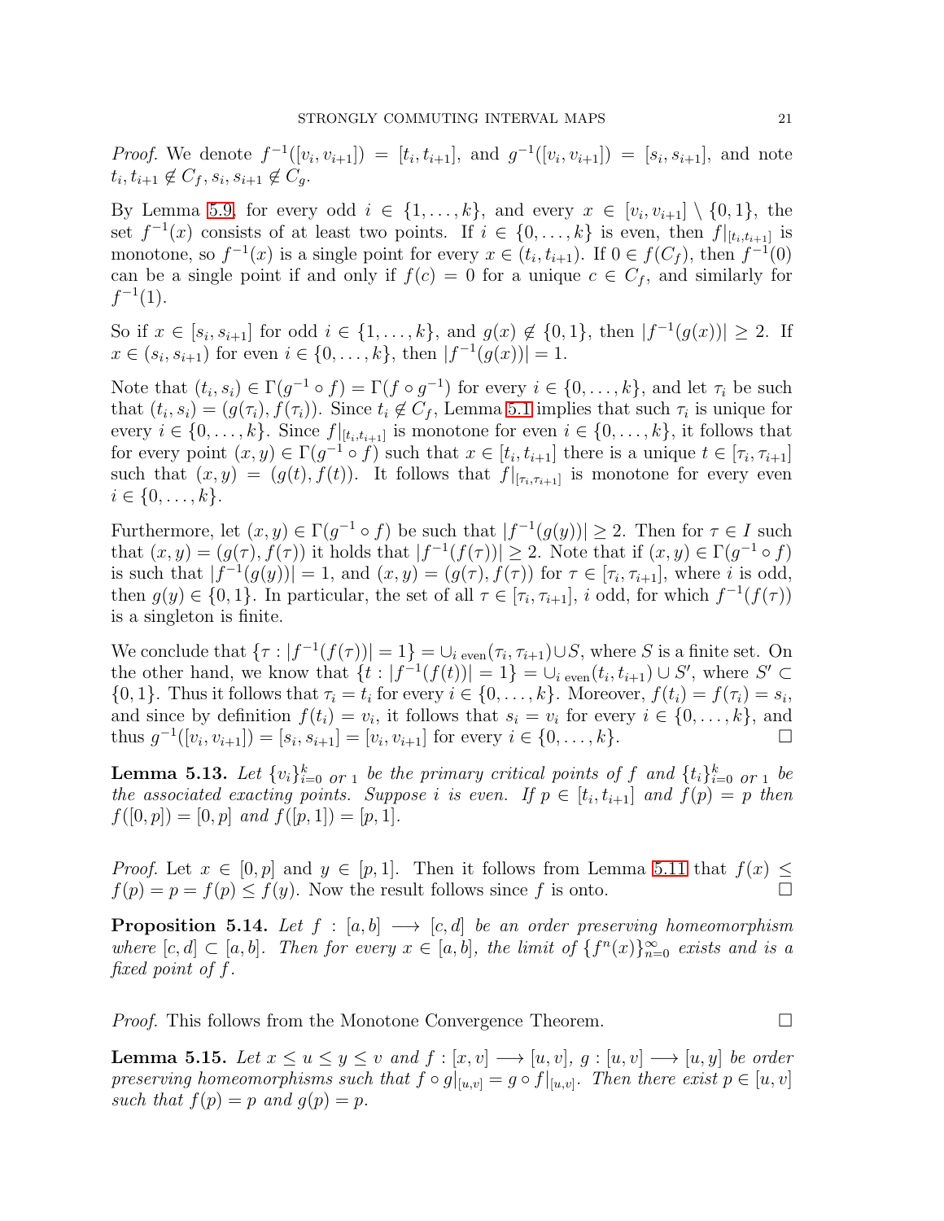*Proof.* We denote $f^{-1}([v_i, v_{i+1}]) = [t_i, t_{i+1}]$, and $g^{-1}([v_i, v_{i+1}]) = [s_i, s_{i+1}]$, and note $t_i, t_{i+1} \notin C_f$, $s_i, s_{i+1} \notin C_g$.

By Lemma 5.9, for every odd $i \in \{1, \dots, k\}$, and every $x \in [v_i, v_{i+1}] \setminus \{0, 1\}$, the set $f^{-1}(x)$ consists of at least two points. If $i \in \{0, \dots, k\}$ is even, then $f|_{[t_i, t_{i+1}]}$ is monotone, so $f^{-1}(x)$ is a single point for every $x \in (t_i, t_{i+1})$. If $0 \in f(C_f)$, then $f^{-1}(0)$ can be a single point if and only if $f(c) = 0$ for a unique $c \in C_f$, and similarly for $f^{-1}(1)$.

So if $x \in [s_i, s_{i+1}]$ for odd $i \in \{1, \dots, k\}$, and $g(x) \notin \{0, 1\}$, then $|f^{-1}(g(x))| \geq 2$. If $x \in (s_i, s_{i+1})$ for even $i \in \{0, \dots, k\}$, then $|f^{-1}(g(x))| = 1$.

Note that $(t_i, s_i) \in \Gamma(g^{-1} \circ f) = \Gamma(f \circ g^{-1})$ for every $i \in \{0, \dots, k\}$, and let $\tau_i$ be such that $(t_i, s_i) = (g(\tau_i), f(\tau_i))$. Since $t_i \notin C_f$, Lemma 5.1 implies that such $\tau_i$ is unique for every $i \in \{0, \dots, k\}$. Since $f|_{[t_i, t_{i+1}]}$ is monotone for even $i \in \{0, \dots, k\}$, it follows that for every point $(x, y) \in \Gamma(g^{-1} \circ f)$ such that $x \in [t_i, t_{i+1}]$ there is a unique $t \in [\tau_i, \tau_{i+1}]$ such that $(x, y) = (g(t), f(t))$. It follows that $f|_{[\tau_i, \tau_{i+1}]}$ is monotone for every even $i \in \{0, \dots, k\}$.

Furthermore, let $(x, y) \in \Gamma(g^{-1} \circ f)$ be such that $|f^{-1}(g(y))| \geq 2$. Then for $\tau \in I$ such that $(x, y) = (g(\tau), f(\tau))$ it holds that $|f^{-1}(f(\tau))| \geq 2$. Note that if $(x, y) \in \Gamma(g^{-1} \circ f)$ is such that $|f^{-1}(g(y))| = 1$, and $(x, y) = (g(\tau), f(\tau))$ for $\tau \in [\tau_i, \tau_{i+1}]$, where $i$ is odd, then $g(y) \in \{0, 1\}$. In particular, the set of all $\tau \in [\tau_i, \tau_{i+1}]$, $i$ odd, for which $f^{-1}(f(\tau))$ is a singleton is finite.

We conclude that $\{\tau : |f^{-1}(f(\tau))| = 1\} = \cup_{i \text{ even}} (\tau_i, \tau_{i+1}) \cup S$, where $S$ is a finite set. On the other hand, we know that $\{t : |f^{-1}(f(t))| = 1\} = \cup_{i \text{ even}} (t_i, t_{i+1}) \cup S'$, where $S' \subset \{0, 1\}$. Thus it follows that $\tau_i = t_i$ for every $i \in \{0, \dots, k\}$. Moreover, $f(t_i) = f(\tau_i) = s_i$, and since by definition $f(t_i) = v_i$, it follows that $s_i = v_i$ for every $i \in \{0, \dots, k\}$, and thus $g^{-1}([v_i, v_{i+1}]) = [s_i, s_{i+1}] = [v_i, v_{i+1}]$ for every $i \in \{0, \dots, k\}$. $\square$

**Lemma 5.13.** *Let $\{v_i\}_{i=0 \text{ or } 1}^k$ be the primary critical points of $f$ and $\{t_i\}_{i=0 \text{ or } 1}^k$ be the associated exacting points. Suppose $i$ is even. If $p \in [t_i, t_{i+1}]$ and $f(p) = p$ then $f([0, p]) = [0, p]$ and $f([p, 1]) = [p, 1]$.*

*Proof.* Let $x \in [0, p]$ and $y \in [p, 1]$. Then it follows from Lemma 5.11 that $f(x) \leq f(p) = p = f(p) \leq f(y)$. Now the result follows since $f$ is onto. $\square$

**Proposition 5.14.** *Let $f : [a, b] \longrightarrow [c, d]$ be an order preserving homeomorphism where $[c, d] \subset [a, b]$. Then for every $x \in [a, b]$, the limit of $\{f^n(x)\}_{n=0}^\infty$ exists and is a fixed point of $f$.*

*Proof.* This follows from the Monotone Convergence Theorem. $\square$

**Lemma 5.15.** *Let $x \leq u \leq y \leq v$ and $f : [x, v] \longrightarrow [u, v]$, $g : [u, v] \longrightarrow [u, y]$ be order preserving homeomorphisms such that $f \circ g|_{[u,v]} = g \circ f|_{[u,v]}$. Then there exist $p \in [u, v]$ such that $f(p) = p$ and $g(p) = p$.*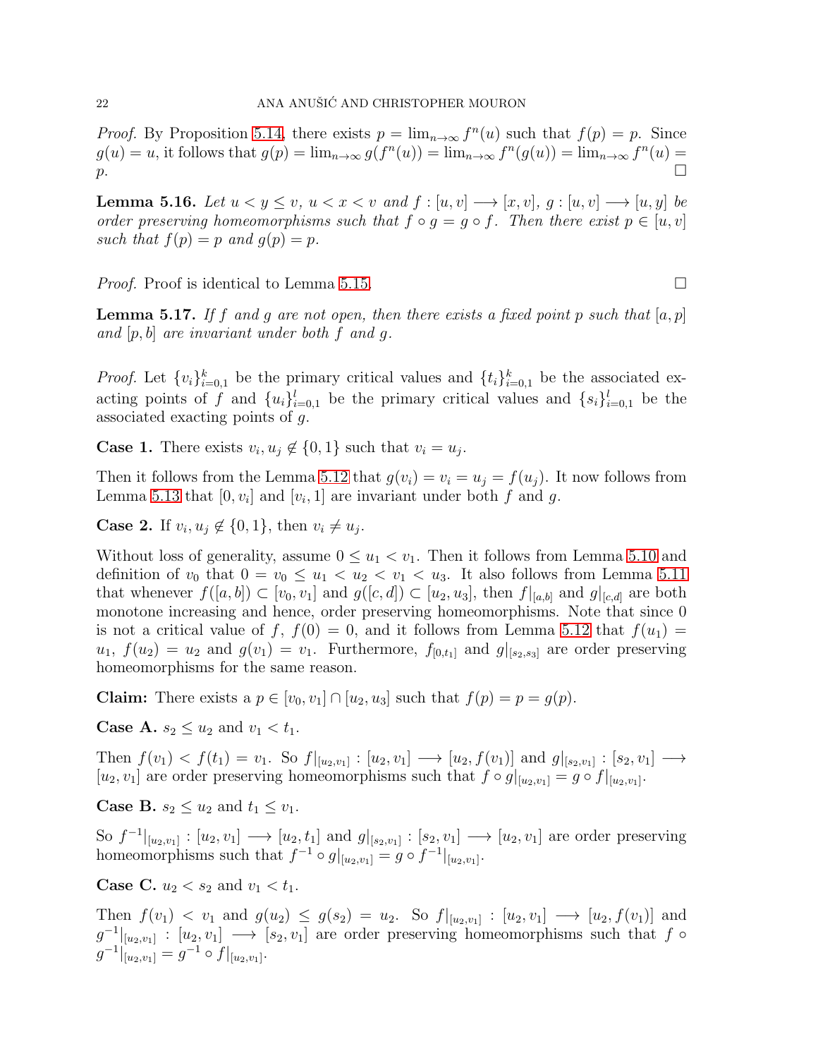*Proof.* By Proposition 5.14, there exists $p = \lim_{n\to\infty} f^n(u)$ such that $f(p) = p$. Since $g(u) = u$, it follows that $g(p) = \lim_{n\to\infty} g(f^n(u)) = \lim_{n\to\infty} f^n(g(u)) = \lim_{n\to\infty} f^n(u) = p$. $\square$

**Lemma 5.16.** *Let $u < y \leq v$, $u < x < v$ and $f : [u, v] \longrightarrow [x, v]$, $g : [u, v] \longrightarrow [u, y]$ be order preserving homeomorphisms such that $f \circ g = g \circ f$. Then there exist $p \in [u, v]$ such that $f(p) = p$ and $g(p) = p$.*

*Proof.* Proof is identical to Lemma 5.15. $\square$

**Lemma 5.17.** *If $f$ and $g$ are not open, then there exists a fixed point $p$ such that $[a, p]$ and $[p, b]$ are invariant under both $f$ and $g$.*

*Proof.* Let $\{v_i\}_{i=0,1}^k$ be the primary critical values and $\{t_i\}_{i=0,1}^k$ be the associated exacting points of $f$ and $\{u_i\}_{i=0,1}^l$ be the primary critical values and $\{s_i\}_{i=0,1}^l$ be the associated exacting points of $g$.

**Case 1.** There exists $v_i, u_j \notin \{0, 1\}$ such that $v_i = u_j$.

Then it follows from the Lemma 5.12 that $g(v_i) = v_i = u_j = f(u_j)$. It now follows from Lemma 5.13 that $[0, v_i]$ and $[v_i, 1]$ are invariant under both $f$ and $g$.

**Case 2.** If $v_i, u_j \notin \{0, 1\}$, then $v_i \neq u_j$.

Without loss of generality, assume $0 \leq u_1 < v_1$. Then it follows from Lemma 5.10 and definition of $v_0$ that $0 = v_0 \leq u_1 < u_2 < v_1 < u_3$. It also follows from Lemma 5.11 that whenever $f([a, b]) \subset [v_0, v_1]$ and $g([c, d]) \subset [u_2, u_3]$, then $f|_{[a,b]}$ and $g|_{[c,d]}$ are both monotone increasing and hence, order preserving homeomorphisms. Note that since 0 is not a critical value of $f$, $f(0) = 0$, and it follows from Lemma 5.12 that $f(u_1) = u_1$, $f(u_2) = u_2$ and $g(v_1) = v_1$. Furthermore, $f_{[0,t_1]}$ and $g|_{[s_2,s_3]}$ are order preserving homeomorphisms for the same reason.

**Claim:** There exists a $p \in [v_0, v_1] \cap [u_2, u_3]$ such that $f(p) = p = g(p)$.

**Case A.** $s_2 \leq u_2$ and $v_1 < t_1$.

Then $f(v_1) < f(t_1) = v_1$. So $f|_{[u_2,v_1]} : [u_2, v_1] \longrightarrow [u_2, f(v_1)]$ and $g|_{[s_2,v_1]} : [s_2, v_1] \longrightarrow [u_2, v_1]$ are order preserving homeomorphisms such that $f \circ g|_{[u_2,v_1]} = g \circ f|_{[u_2,v_1]}$.

**Case B.** $s_2 \leq u_2$ and $t_1 \leq v_1$.

So $f^{-1}|_{[u_2,v_1]} : [u_2, v_1] \longrightarrow [u_2, t_1]$ and $g|_{[s_2,v_1]} : [s_2, v_1] \longrightarrow [u_2, v_1]$ are order preserving homeomorphisms such that $f^{-1} \circ g|_{[u_2,v_1]} = g \circ f^{-1}|_{[u_2,v_1]}$.

**Case C.** $u_2 < s_2$ and $v_1 < t_1$.

Then $f(v_1) < v_1$ and $g(u_2) \leq g(s_2) = u_2$. So $f|_{[u_2,v_1]} : [u_2, v_1] \longrightarrow [u_2, f(v_1)]$ and $g^{-1}|_{[u_2,v_1]} : [u_2, v_1] \longrightarrow [s_2, v_1]$ are order preserving homeomorphisms such that $f \circ g^{-1}|_{[u_2,v_1]} = g^{-1} \circ f|_{[u_2,v_1]}$.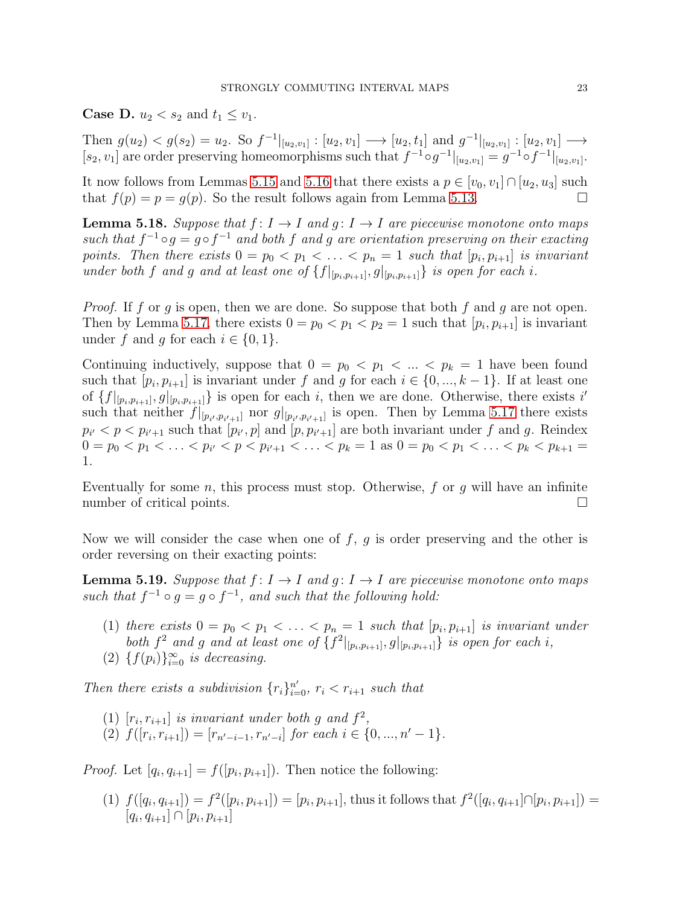**Case D.** $u_2 < s_2$ and $t_1 \leq v_1$.

Then $g(u_2) < g(s_2) = u_2$. So $f^{-1}|_{[u_2,v_1]} : [u_2, v_1] \longrightarrow [u_2, t_1]$ and $g^{-1}|_{[u_2,v_1]} : [u_2, v_1] \longrightarrow [s_2, v_1]$ are order preserving homeomorphisms such that $f^{-1} \circ g^{-1}|_{[u_2,v_1]} = g^{-1} \circ f^{-1}|_{[u_2,v_1]}$.

It now follows from Lemmas 5.15 and 5.16 that there exists a $p \in [v_0, v_1] \cap [u_2, u_3]$ such that $f(p) = p = g(p)$. So the result follows again from Lemma 5.13. □

**Lemma 5.18.** *Suppose that $f : I \to I$ and $g : I \to I$ are piecewise monotone onto maps such that $f^{-1} \circ g = g \circ f^{-1}$ and both $f$ and $g$ are orientation preserving on their exacting points. Then there exists $0 = p_0 < p_1 < \ldots < p_n = 1$ such that $[p_i, p_{i+1}]$ is invariant under both $f$ and $g$ and at least one of $\{f|_{[p_i,p_{i+1}]}, g|_{[p_i,p_{i+1}]}\}$ is open for each $i$.*

*Proof.* If $f$ or $g$ is open, then we are done. So suppose that both $f$ and $g$ are not open. Then by Lemma 5.17, there exists $0 = p_0 < p_1 < p_2 = 1$ such that $[p_i, p_{i+1}]$ is invariant under $f$ and $g$ for each $i \in \{0, 1\}$.

Continuing inductively, suppose that $0 = p_0 < p_1 < \ldots < p_k = 1$ have been found such that $[p_i, p_{i+1}]$ is invariant under $f$ and $g$ for each $i \in \{0, ..., k-1\}$. If at least one of $\{f|_{[p_i,p_{i+1}]}, g|_{[p_i,p_{i+1}]}\}$ is open for each $i$, then we are done. Otherwise, there exists $i'$ such that neither $f|_{[p_{i'},p_{i'+1}]}$ nor $g|_{[p_{i'},p_{i'+1}]}$ is open. Then by Lemma 5.17 there exists $p_{i'} < p < p_{i'+1}$ such that $[p_{i'}, p]$ and $[p, p_{i'+1}]$ are both invariant under $f$ and $g$. Reindex $0 = p_0 < p_1 < \ldots < p_{i'} < p < p_{i'+1} < \ldots < p_k = 1$ as $0 = p_0 < p_1 < \ldots < p_k < p_{k+1} = 1$.

Eventually for some $n$, this process must stop. Otherwise, $f$ or $g$ will have an infinite number of critical points. □

Now we will consider the case when one of $f$, $g$ is order preserving and the other is order reversing on their exacting points:

**Lemma 5.19.** *Suppose that $f : I \to I$ and $g : I \to I$ are piecewise monotone onto maps such that $f^{-1} \circ g = g \circ f^{-1}$, and such that the following hold:*

1. *there exists $0 = p_0 < p_1 < \ldots < p_n = 1$ such that $[p_i, p_{i+1}]$ is invariant under both $f^2$ and $g$ and at least one of $\{f^2|_{[p_i,p_{i+1}]}, g|_{[p_i,p_{i+1}]}\}$ is open for each $i$,*
2. *$\{f(p_i)\}_{i=0}^{\infty}$ is decreasing.*

*Then there exists a subdivision $\{r_i\}_{i=0}^{n'}$, $r_i < r_{i+1}$ such that*

1. *$[r_i, r_{i+1}]$ is invariant under both $g$ and $f^2$,*
2. *$f([r_i, r_{i+1}]) = [r_{n'-i-1}, r_{n'-i}]$ for each $i \in \{0, ..., n'-1\}$.*

*Proof.* Let $[q_i, q_{i+1}] = f([p_i, p_{i+1}])$. Then notice the following:

1. $f([q_i, q_{i+1}]) = f^2([p_i, p_{i+1}]) = [p_i, p_{i+1}]$, thus it follows that $f^2([q_i, q_{i+1}] \cap [p_i, p_{i+1}]) = [q_i, q_{i+1}] \cap [p_i, p_{i+1}]$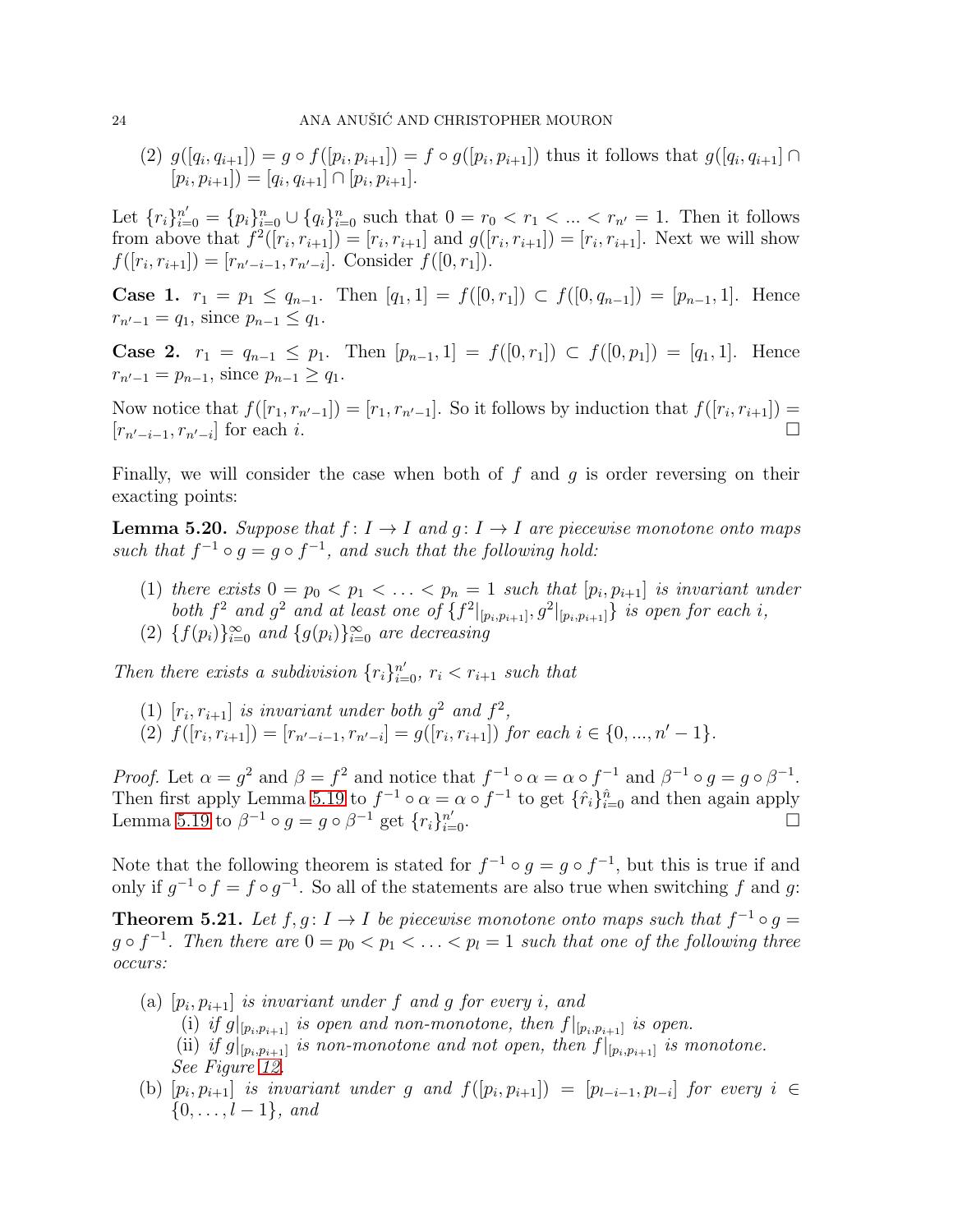(2) $g([q_i, q_{i+1}]) = g \circ f([p_i, p_{i+1}]) = f \circ g([p_i, p_{i+1}])$ thus it follows that $g([q_i, q_{i+1}] \cap [p_i, p_{i+1}]) = [q_i, q_{i+1}] \cap [p_i, p_{i+1}]$.

Let $\{r_i\}_{i=0}^{n'} = \{p_i\}_{i=0}^{n} \cup \{q_i\}_{i=0}^{n}$ such that $0 = r_0 < r_1 < \ldots < r_{n'} = 1$. Then it follows from above that $f^2([r_i, r_{i+1}]) = [r_i, r_{i+1}]$ and $g([r_i, r_{i+1}]) = [r_i, r_{i+1}]$. Next we will show $f([r_i, r_{i+1}]) = [r_{n'-i-1}, r_{n'-i}]$. Consider $f([0, r_1])$.

**Case 1.** $r_1 = p_1 \leq q_{n-1}$. Then $[q_1, 1] = f([0, r_1]) \subset f([0, q_{n-1}]) = [p_{n-1}, 1]$. Hence $r_{n'-1} = q_1$, since $p_{n-1} \leq q_1$.

**Case 2.** $r_1 = q_{n-1} \leq p_1$. Then $[p_{n-1}, 1] = f([0, r_1]) \subset f([0, p_1]) = [q_1, 1]$. Hence $r_{n'-1} = p_{n-1}$, since $p_{n-1} \geq q_1$.

Now notice that $f([r_1, r_{n'-1}]) = [r_1, r_{n'-1}]$. So it follows by induction that $f([r_i, r_{i+1}]) = [r_{n'-i-1}, r_{n'-i}]$ for each $i$. ☐

Finally, we will consider the case when both of $f$ and $g$ is order reversing on their exacting points:

**Lemma 5.20.** *Suppose that $f: I \to I$ and $g: I \to I$ are piecewise monotone onto maps such that $f^{-1} \circ g = g \circ f^{-1}$, and such that the following hold:*

1. *there exists $0 = p_0 < p_1 < \ldots < p_n = 1$ such that $[p_i, p_{i+1}]$ is invariant under both $f^2$ and $g^2$ and at least one of $\{f^2|_{[p_i,p_{i+1}]}, g^2|_{[p_i,p_{i+1}]}\}$ is open for each $i$,*
2. *$\{f(p_i)\}_{i=0}^{\infty}$ and $\{g(p_i)\}_{i=0}^{\infty}$ are decreasing*

*Then there exists a subdivision $\{r_i\}_{i=0}^{n'}$, $r_i < r_{i+1}$ such that*

1. *$[r_i, r_{i+1}]$ is invariant under both $g^2$ and $f^2$,*
2. *$f([r_i, r_{i+1}]) = [r_{n'-i-1}, r_{n'-i}] = g([r_i, r_{i+1}])$ for each $i \in \{0, ..., n'-1\}$.*

*Proof.* Let $\alpha = g^2$ and $\beta = f^2$ and notice that $f^{-1} \circ \alpha = \alpha \circ f^{-1}$ and $\beta^{-1} \circ g = g \circ \beta^{-1}$. Then first apply Lemma 5.19 to $f^{-1} \circ \alpha = \alpha \circ f^{-1}$ to get $\{\hat{r}_i\}_{i=0}^{\hat{n}}$ and then again apply Lemma 5.19 to $\beta^{-1} \circ g = g \circ \beta^{-1}$ get $\{r_i\}_{i=0}^{n'}$. ☐

Note that the following theorem is stated for $f^{-1} \circ g = g \circ f^{-1}$, but this is true if and only if $g^{-1} \circ f = f \circ g^{-1}$. So all of the statements are also true when switching $f$ and $g$:

**Theorem 5.21.** *Let $f, g: I \to I$ be piecewise monotone onto maps such that $f^{-1} \circ g = g \circ f^{-1}$. Then there are $0 = p_0 < p_1 < \ldots < p_l = 1$ such that one of the following three occurs:*

(a) *$[p_i, p_{i+1}]$ is invariant under $f$ and $g$ for every $i$, and*
   - (i) *if $g|_{[p_i,p_{i+1}]}$ is open and non-monotone, then $f|_{[p_i,p_{i+1}]}$ is open.*
   - (ii) *if $g|_{[p_i,p_{i+1}]}$ is non-monotone and not open, then $f|_{[p_i,p_{i+1}]}$ is monotone.*

   *See Figure 12.*

(b) *$[p_i, p_{i+1}]$ is invariant under $g$ and $f([p_i, p_{i+1}]) = [p_{l-i-1}, p_{l-i}]$ for every $i \in \{0, \ldots, l-1\}$, and*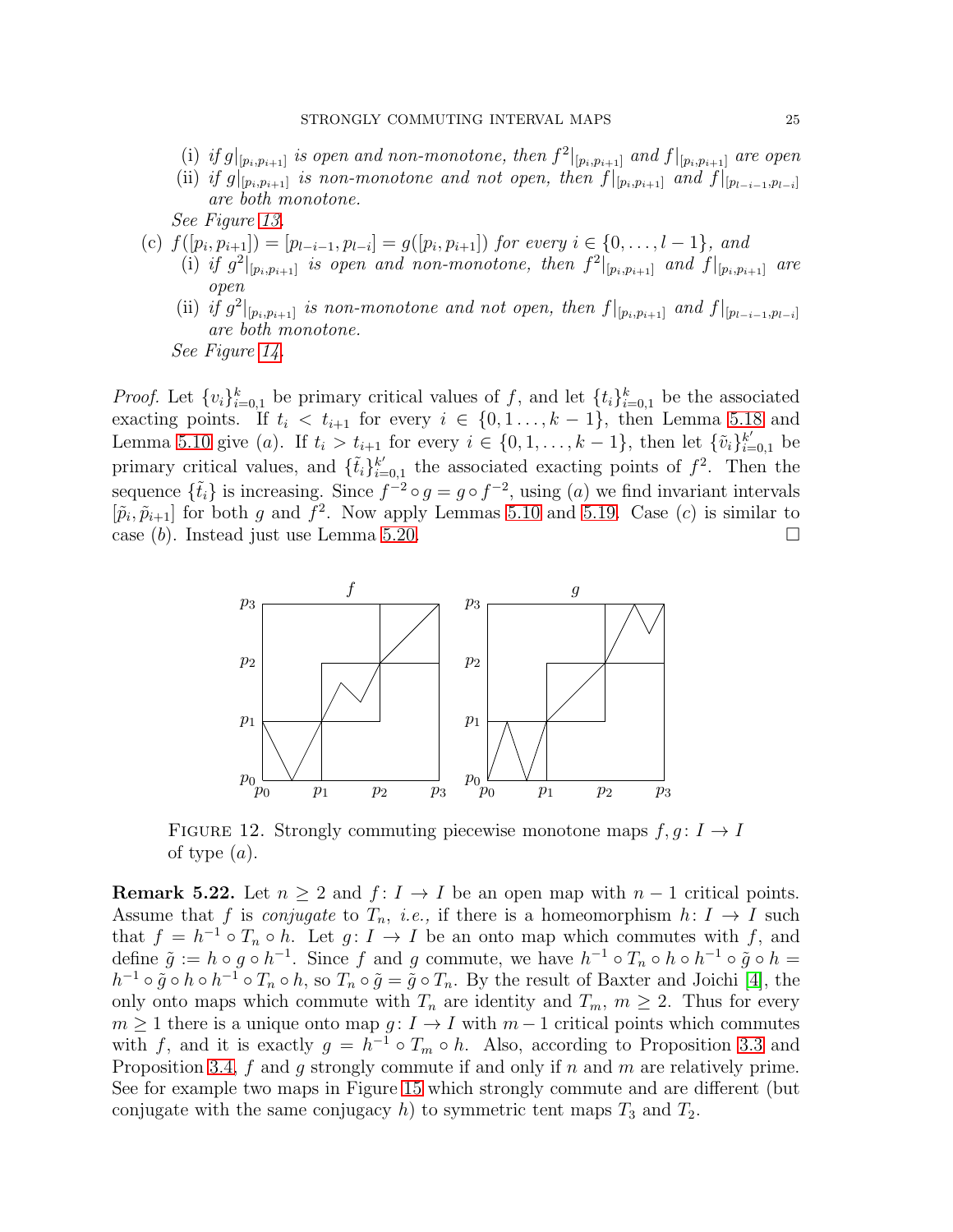(i) *if* $g|_{[p_i,p_{i+1}]}$ *is open and non-monotone, then* $f^2|_{[p_i,p_{i+1}]}$ *and* $f|_{[p_i,p_{i+1}]}$ *are open*

(ii) *if* $g|_{[p_i,p_{i+1}]}$ *is non-monotone and not open, then* $f|_{[p_i,p_{i+1}]}$ *and* $f|_{[p_{l-i-1},p_{l-i}]}$ *are both monotone.*

*See Figure 13.*

(c) $f([p_i,p_{i+1}]) = [p_{l-i-1},p_{l-i}] = g([p_i,p_{i+1}])$ *for every* $i \in \{0,\dots,l-1\}$*, and*

(i) *if* $g^2|_{[p_i,p_{i+1}]}$ *is open and non-monotone, then* $f^2|_{[p_i,p_{i+1}]}$ *and* $f|_{[p_i,p_{i+1}]}$ *are open*

(ii) *if* $g^2|_{[p_i,p_{i+1}]}$ *is non-monotone and not open, then* $f|_{[p_i,p_{i+1}]}$ *and* $f|_{[p_{l-i-1},p_{l-i}]}$ *are both monotone.*

*See Figure 14.*

*Proof.* Let $\{v_i\}_{i=0,1}^k$ be primary critical values of $f$, and let $\{t_i\}_{i=0,1}^k$ be the associated exacting points. If $t_i < t_{i+1}$ for every $i \in \{0,1\dots,k-1\}$, then Lemma 5.18 and Lemma 5.10 give $(a)$. If $t_i > t_{i+1}$ for every $i \in \{0,1,\dots,k-1\}$, then let $\{\tilde{v}_i\}_{i=0,1}^{k'}$ be primary critical values, and $\{\tilde{t}_i\}_{i=0,1}^{k'}$ the associated exacting points of $f^2$. Then the sequence $\{\tilde{t}_i\}$ is increasing. Since $f^{-2}\circ g = g\circ f^{-2}$, using $(a)$ we find invariant intervals $[\tilde{p}_i,\tilde{p}_{i+1}]$ for both $g$ and $f^2$. Now apply Lemmas 5.10 and 5.19. Case $(c)$ is similar to case $(b)$. Instead just use Lemma 5.20. $\square$

FIGURE 12. Strongly commuting piecewise monotone maps $f,g\colon I\to I$ of type $(a)$.

**Remark 5.22.** Let $n\geq 2$ and $f\colon I\to I$ be an open map with $n-1$ critical points. Assume that $f$ is *conjugate* to $T_n$, *i.e.,* if there is a homeomorphism $h\colon I\to I$ such that $f = h^{-1}\circ T_n\circ h$. Let $g\colon I\to I$ be an onto map which commutes with $f$, and define $\tilde{g} := h\circ g\circ h^{-1}$. Since $f$ and $g$ commute, we have $h^{-1}\circ T_n\circ h\circ h^{-1}\circ\tilde{g}\circ h = h^{-1}\circ\tilde{g}\circ h\circ h^{-1}\circ T_n\circ h$, so $T_n\circ\tilde{g} = \tilde{g}\circ T_n$. By the result of Baxter and Joichi [4], the only onto maps which commute with $T_n$ are identity and $T_m$, $m\geq 2$. Thus for every $m\geq 1$ there is a unique onto map $g\colon I\to I$ with $m-1$ critical points which commutes with $f$, and it is exactly $g = h^{-1}\circ T_m\circ h$. Also, according to Proposition 3.3 and Proposition 3.4, $f$ and $g$ strongly commute if and only if $n$ and $m$ are relatively prime. See for example two maps in Figure 15 which strongly commute and are different (but conjugate with the same conjugacy $h$) to symmetric tent maps $T_3$ and $T_2$.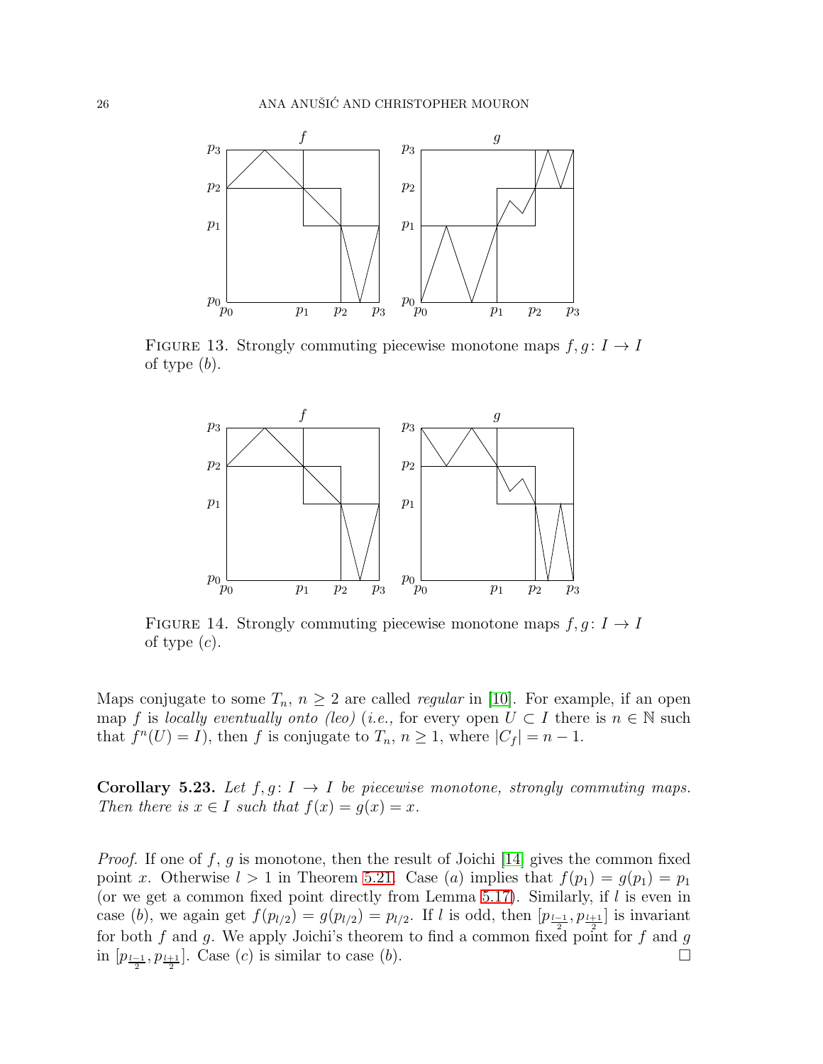FIGURE 13. Strongly commuting piecewise monotone maps $f, g\colon I \to I$ of type $(b)$.

FIGURE 14. Strongly commuting piecewise monotone maps $f, g\colon I \to I$ of type $(c)$.

Maps conjugate to some $T_n$, $n \geq 2$ are called *regular* in [10]. For example, if an open map $f$ is *locally eventually onto (leo)* (*i.e.,* for every open $U \subset I$ there is $n \in \mathbb{N}$ such that $f^n(U) = I$), then $f$ is conjugate to $T_n$, $n \geq 1$, where $|C_f| = n - 1$.

**Corollary 5.23.** *Let $f, g\colon I \to I$ be piecewise monotone, strongly commuting maps. Then there is $x \in I$ such that $f(x) = g(x) = x$.*

*Proof.* If one of $f$, $g$ is monotone, then the result of Joichi [14] gives the common fixed point $x$. Otherwise $l > 1$ in Theorem 5.21. Case $(a)$ implies that $f(p_1) = g(p_1) = p_1$ (or we get a common fixed point directly from Lemma 5.17). Similarly, if $l$ is even in case $(b)$, we again get $f(p_{l/2}) = g(p_{l/2}) = p_{l/2}$. If $l$ is odd, then $[p_{\frac{l-1}{2}}, p_{\frac{l+1}{2}}]$ is invariant for both $f$ and $g$. We apply Joichi's theorem to find a common fixed point for $f$ and $g$ in $[p_{\frac{l-1}{2}}, p_{\frac{l+1}{2}}]$. Case $(c)$ is similar to case $(b)$. □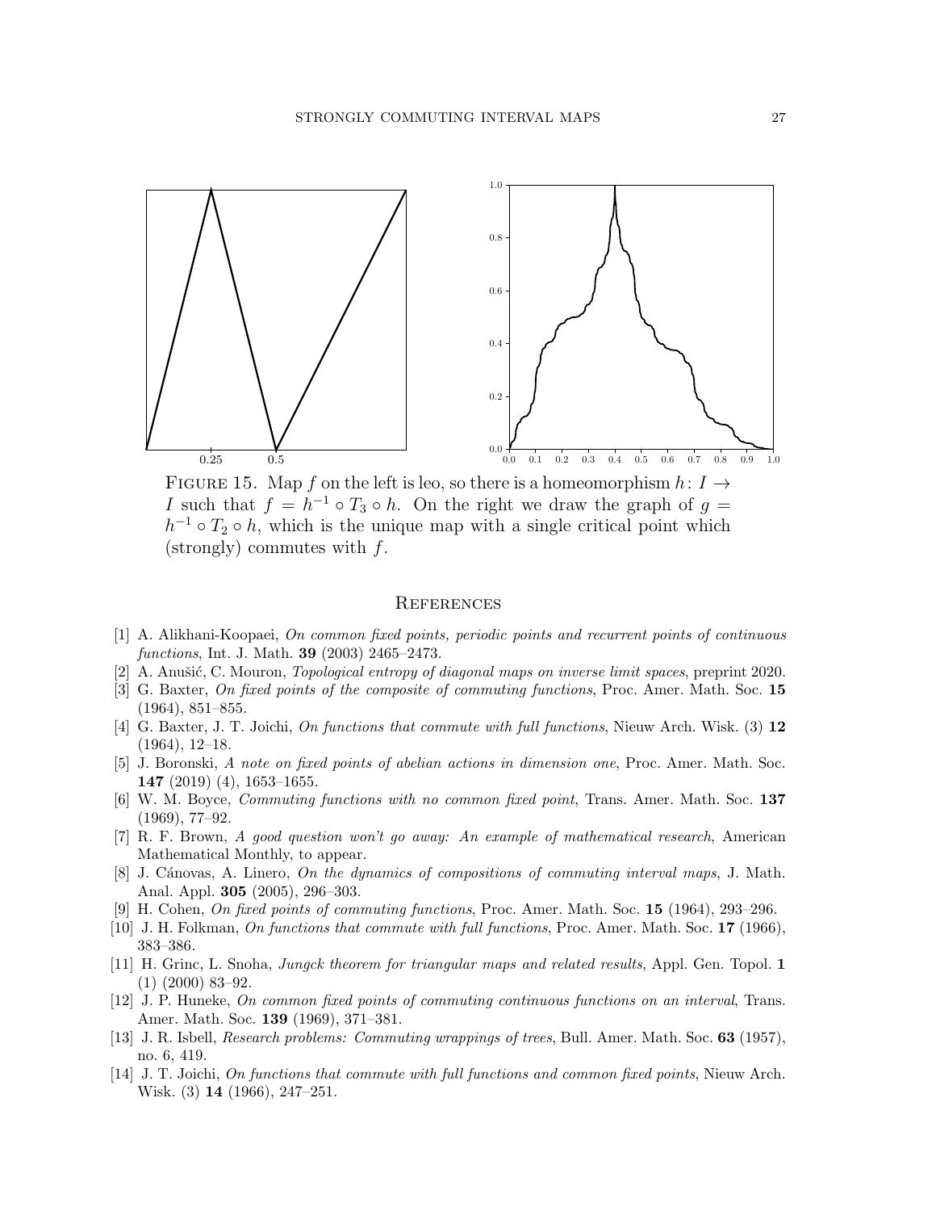Figure 15. Map $f$ on the left is leo, so there is a homeomorphism $h\colon I \to I$ such that $f = h^{-1} \circ T_3 \circ h$. On the right we draw the graph of $g = h^{-1} \circ T_2 \circ h$, which is the unique map with a single critical point which (strongly) commutes with $f$.

## References

[1] A. Alikhani-Koopaei, *On common fixed points, periodic points and recurrent points of continuous functions*, Int. J. Math. **39** (2003) 2465–2473.

[2] A. Anušić, C. Mouron, *Topological entropy of diagonal maps on inverse limit spaces*, preprint 2020.

[3] G. Baxter, *On fixed points of the composite of commuting functions*, Proc. Amer. Math. Soc. **15** (1964), 851–855.

[4] G. Baxter, J. T. Joichi, *On functions that commute with full functions*, Nieuw Arch. Wisk. (3) **12** (1964), 12–18.

[5] J. Boronski, *A note on fixed points of abelian actions in dimension one*, Proc. Amer. Math. Soc. **147** (2019) (4), 1653–1655.

[6] W. M. Boyce, *Commuting functions with no common fixed point*, Trans. Amer. Math. Soc. **137** (1969), 77–92.

[7] R. F. Brown, *A good question won't go away: An example of mathematical research*, American Mathematical Monthly, to appear.

[8] J. Cánovas, A. Linero, *On the dynamics of compositions of commuting interval maps*, J. Math. Anal. Appl. **305** (2005), 296–303.

[9] H. Cohen, *On fixed points of commuting functions*, Proc. Amer. Math. Soc. **15** (1964), 293–296.

[10] J. H. Folkman, *On functions that commute with full functions*, Proc. Amer. Math. Soc. **17** (1966), 383–386.

[11] H. Grinc, L. Snoha, *Jungck theorem for triangular maps and related results*, Appl. Gen. Topol. **1** (1) (2000) 83–92.

[12] J. P. Huneke, *On common fixed points of commuting continuous functions on an interval*, Trans. Amer. Math. Soc. **139** (1969), 371–381.

[13] J. R. Isbell, *Research problems: Commuting wrappings of trees*, Bull. Amer. Math. Soc. **63** (1957), no. 6, 419.

[14] J. T. Joichi, *On functions that commute with full functions and common fixed points*, Nieuw Arch. Wisk. (3) **14** (1966), 247–251.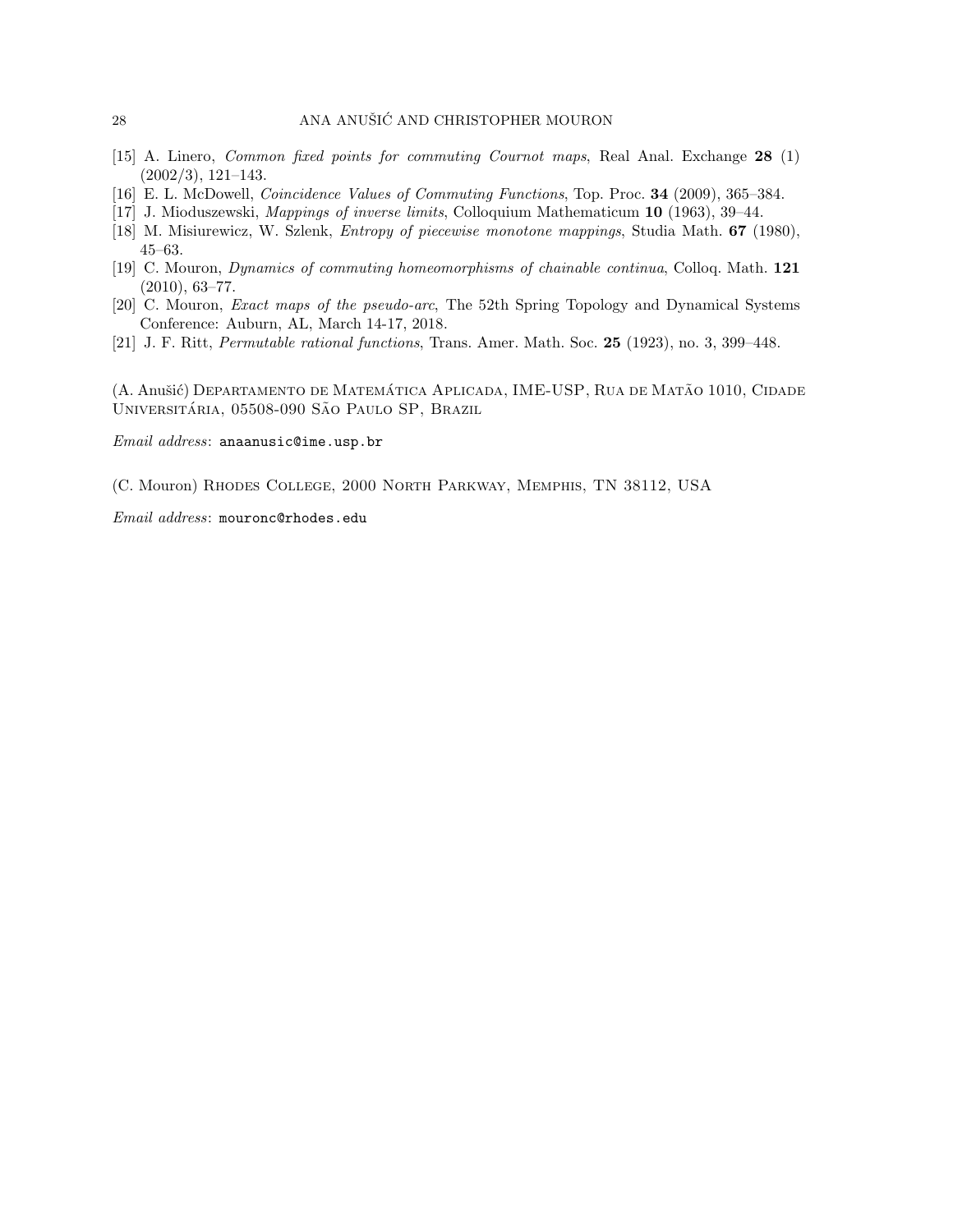[15] A. Linero, *Common fixed points for commuting Cournot maps*, Real Anal. Exchange **28** (1) (2002/3), 121–143.

[16] E. L. McDowell, *Coincidence Values of Commuting Functions*, Top. Proc. **34** (2009), 365–384.

[17] J. Mioduszewski, *Mappings of inverse limits*, Colloquium Mathematicum **10** (1963), 39–44.

[18] M. Misiurewicz, W. Szlenk, *Entropy of piecewise monotone mappings*, Studia Math. **67** (1980), 45–63.

[19] C. Mouron, *Dynamics of commuting homeomorphisms of chainable continua*, Colloq. Math. **121** (2010), 63–77.

[20] C. Mouron, *Exact maps of the pseudo-arc*, The 52th Spring Topology and Dynamical Systems Conference: Auburn, AL, March 14-17, 2018.

[21] J. F. Ritt, *Permutable rational functions*, Trans. Amer. Math. Soc. **25** (1923), no. 3, 399–448.

(A. Anušić) Departamento de Matemática Aplicada, IME-USP, Rua de Matão 1010, Cidade Universitária, 05508-090 São Paulo SP, Brazil

*Email address*: anaanusic@ime.usp.br

(C. Mouron) Rhodes College, 2000 North Parkway, Memphis, TN 38112, USA

*Email address*: mouronc@rhodes.edu